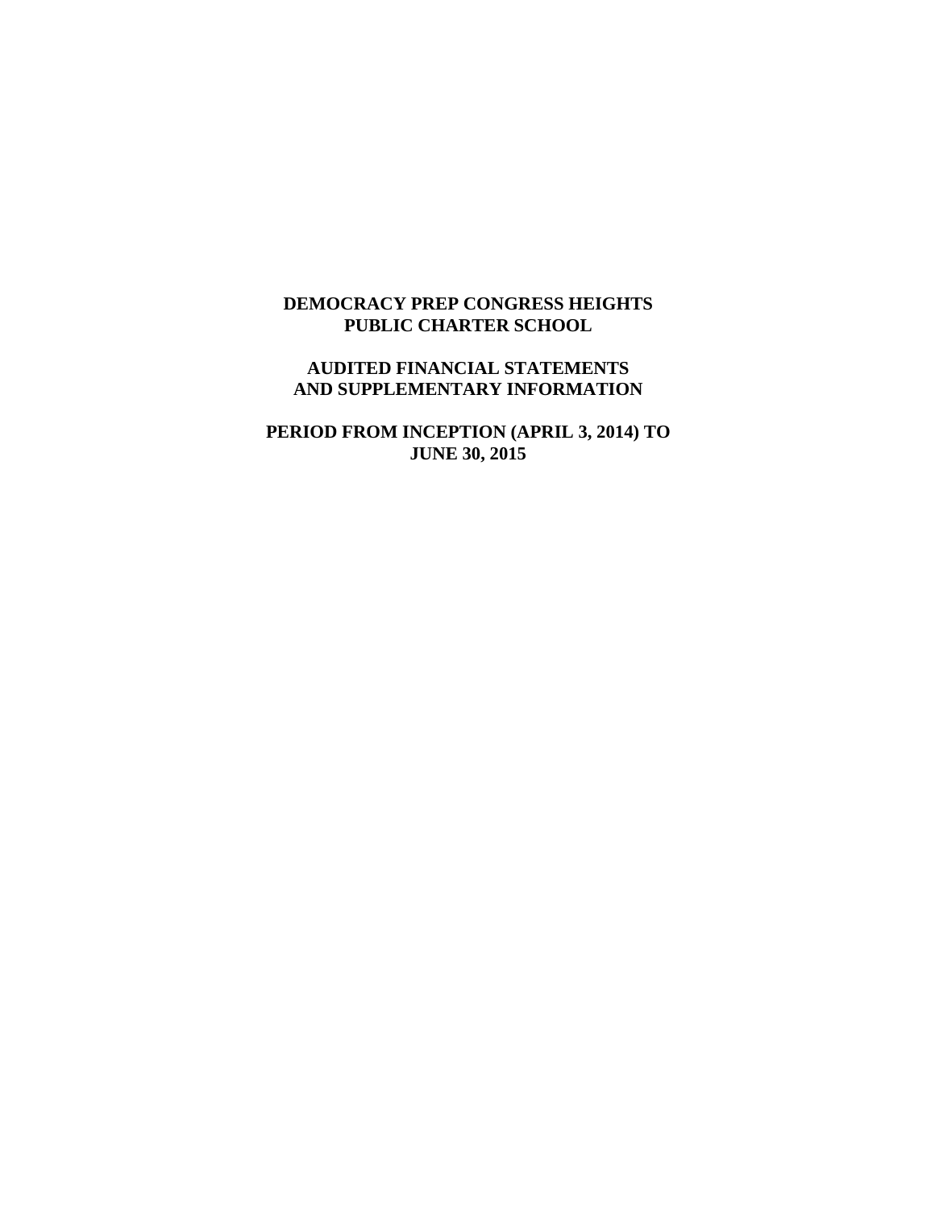**DEMOCRACY PREP CONGRESS HEIGHTS**
**PUBLIC CHARTER SCHOOL**

**AUDITED FINANCIAL STATEMENTS**
**AND SUPPLEMENTARY INFORMATION**

**PERIOD FROM INCEPTION (APRIL 3, 2014) TO**
**JUNE 30, 2015**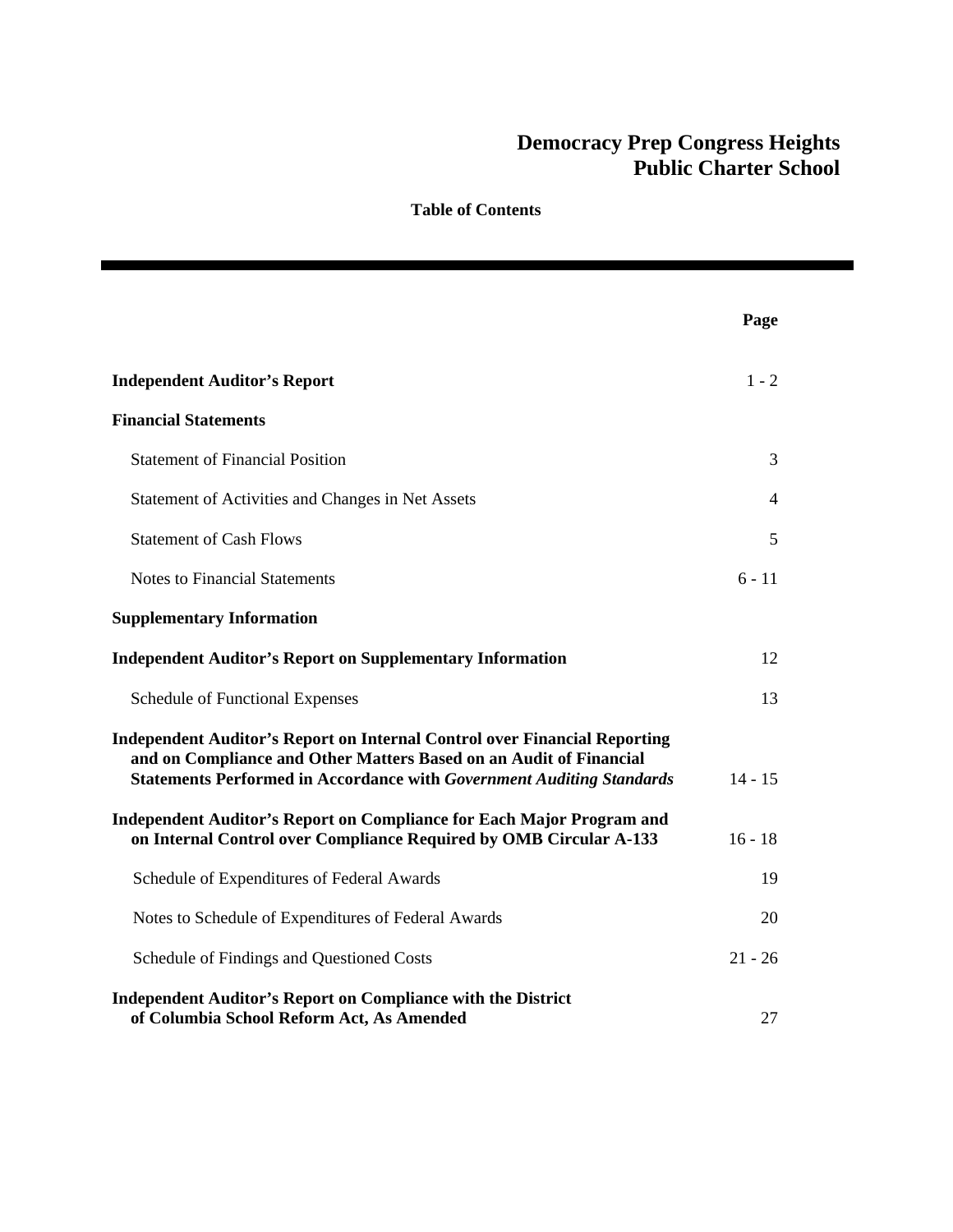# Democracy Prep Congress Heights Public Charter School

## Table of Contents

| | Page |
|---|---|
| **Independent Auditor's Report** | 1 - 2 |
| **Financial Statements** | |
| Statement of Financial Position | 3 |
| Statement of Activities and Changes in Net Assets | 4 |
| Statement of Cash Flows | 5 |
| Notes to Financial Statements | 6 - 11 |
| **Supplementary Information** | |
| **Independent Auditor's Report on Supplementary Information** | 12 |
| Schedule of Functional Expenses | 13 |
| **Independent Auditor's Report on Internal Control over Financial Reporting and on Compliance and Other Matters Based on an Audit of Financial Statements Performed in Accordance with *Government Auditing Standards*** | 14 - 15 |
| **Independent Auditor's Report on Compliance for Each Major Program and on Internal Control over Compliance Required by OMB Circular A-133** | 16 - 18 |
| Schedule of Expenditures of Federal Awards | 19 |
| Notes to Schedule of Expenditures of Federal Awards | 20 |
| Schedule of Findings and Questioned Costs | 21 - 26 |
| **Independent Auditor's Report on Compliance with the District of Columbia School Reform Act, As Amended** | 27 |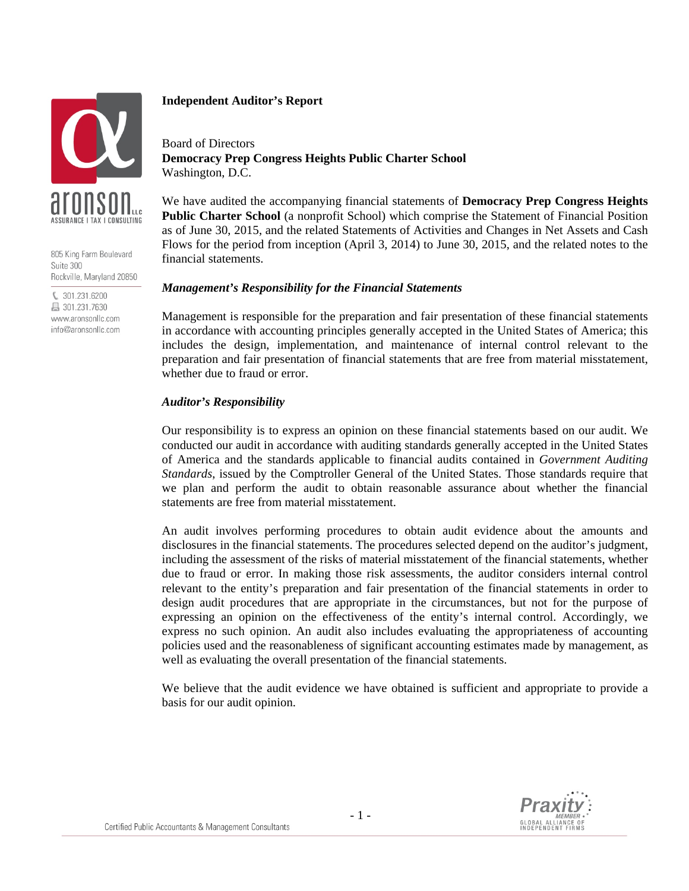# Independent Auditor's Report

Board of Directors
**Democracy Prep Congress Heights Public Charter School**
Washington, D.C.

We have audited the accompanying financial statements of **Democracy Prep Congress Heights Public Charter School** (a nonprofit School) which comprise the Statement of Financial Position as of June 30, 2015, and the related Statements of Activities and Changes in Net Assets and Cash Flows for the period from inception (April 3, 2014) to June 30, 2015, and the related notes to the financial statements.

### *Management's Responsibility for the Financial Statements*

Management is responsible for the preparation and fair presentation of these financial statements in accordance with accounting principles generally accepted in the United States of America; this includes the design, implementation, and maintenance of internal control relevant to the preparation and fair presentation of financial statements that are free from material misstatement, whether due to fraud or error.

### *Auditor's Responsibility*

Our responsibility is to express an opinion on these financial statements based on our audit. We conducted our audit in accordance with auditing standards generally accepted in the United States of America and the standards applicable to financial audits contained in *Government Auditing Standards*, issued by the Comptroller General of the United States. Those standards require that we plan and perform the audit to obtain reasonable assurance about whether the financial statements are free from material misstatement.

An audit involves performing procedures to obtain audit evidence about the amounts and disclosures in the financial statements. The procedures selected depend on the auditor's judgment, including the assessment of the risks of material misstatement of the financial statements, whether due to fraud or error. In making those risk assessments, the auditor considers internal control relevant to the entity's preparation and fair presentation of the financial statements in order to design audit procedures that are appropriate in the circumstances, but not for the purpose of expressing an opinion on the effectiveness of the entity's internal control. Accordingly, we express no such opinion. An audit also includes evaluating the appropriateness of accounting policies used and the reasonableness of significant accounting estimates made by management, as well as evaluating the overall presentation of the financial statements.

We believe that the audit evidence we have obtained is sufficient and appropriate to provide a basis for our audit opinion.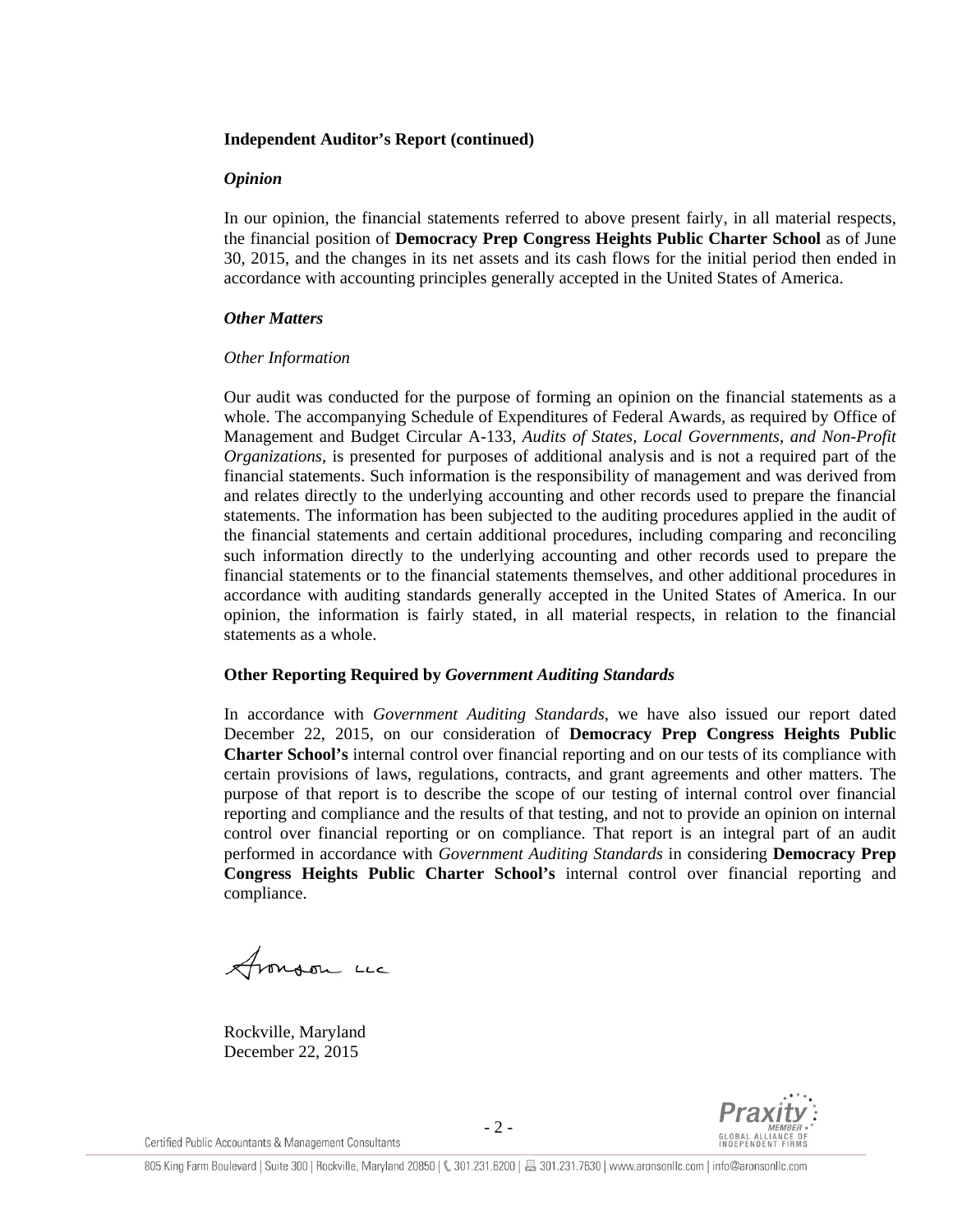**Independent Auditor's Report (continued)**

***Opinion***

In our opinion, the financial statements referred to above present fairly, in all material respects, the financial position of **Democracy Prep Congress Heights Public Charter School** as of June 30, 2015, and the changes in its net assets and its cash flows for the initial period then ended in accordance with accounting principles generally accepted in the United States of America.

***Other Matters***

*Other Information*

Our audit was conducted for the purpose of forming an opinion on the financial statements as a whole. The accompanying Schedule of Expenditures of Federal Awards, as required by Office of Management and Budget Circular A-133, *Audits of States, Local Governments, and Non-Profit Organizations*, is presented for purposes of additional analysis and is not a required part of the financial statements. Such information is the responsibility of management and was derived from and relates directly to the underlying accounting and other records used to prepare the financial statements. The information has been subjected to the auditing procedures applied in the audit of the financial statements and certain additional procedures, including comparing and reconciling such information directly to the underlying accounting and other records used to prepare the financial statements or to the financial statements themselves, and other additional procedures in accordance with auditing standards generally accepted in the United States of America. In our opinion, the information is fairly stated, in all material respects, in relation to the financial statements as a whole.

**Other Reporting Required by *Government Auditing Standards***

In accordance with *Government Auditing Standards*, we have also issued our report dated December 22, 2015, on our consideration of **Democracy Prep Congress Heights Public Charter School's** internal control over financial reporting and on our tests of its compliance with certain provisions of laws, regulations, contracts, and grant agreements and other matters. The purpose of that report is to describe the scope of our testing of internal control over financial reporting and compliance and the results of that testing, and not to provide an opinion on internal control over financial reporting or on compliance. That report is an integral part of an audit performed in accordance with *Government Auditing Standards* in considering **Democracy Prep Congress Heights Public Charter School's** internal control over financial reporting and compliance.

Aronson LLC

Rockville, Maryland
December 22, 2015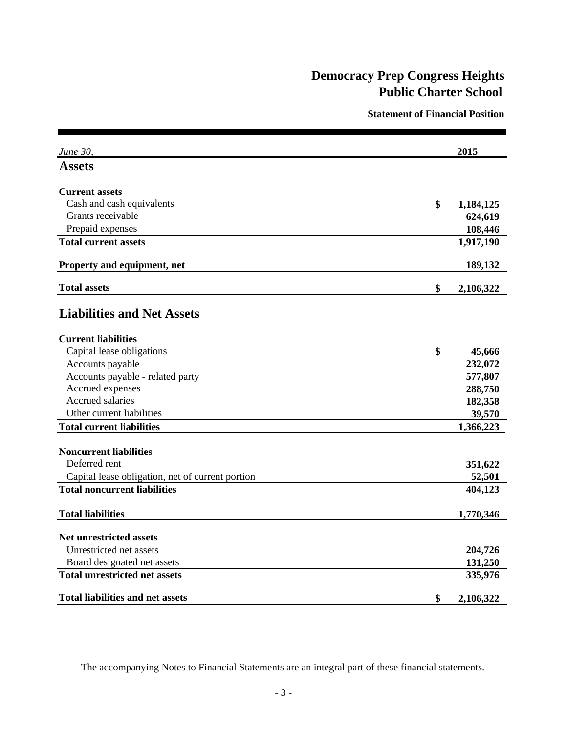# Democracy Prep Congress Heights Public Charter School

## Statement of Financial Position

| *June 30,* | 2015 |
|---|---|
| **Assets** | |
| **Current assets** | |
| Cash and cash equivalents | $ 1,184,125 |
| Grants receivable | 624,619 |
| Prepaid expenses | 108,446 |
| **Total current assets** | 1,917,190 |
| **Property and equipment, net** | 189,132 |
| **Total assets** | $ 2,106,322 |
| **Liabilities and Net Assets** | |
| **Current liabilities** | |
| Capital lease obligations | $ 45,666 |
| Accounts payable | 232,072 |
| Accounts payable - related party | 577,807 |
| Accrued expenses | 288,750 |
| Accrued salaries | 182,358 |
| Other current liabilities | 39,570 |
| **Total current liabilities** | 1,366,223 |
| **Noncurrent liabilities** | |
| Deferred rent | 351,622 |
| Capital lease obligation, net of current portion | 52,501 |
| **Total noncurrent liabilities** | 404,123 |
| **Total liabilities** | 1,770,346 |
| **Net unrestricted assets** | |
| Unrestricted net assets | 204,726 |
| Board designated net assets | 131,250 |
| **Total unrestricted net assets** | 335,976 |
| **Total liabilities and net assets** | $ 2,106,322 |

The accompanying Notes to Financial Statements are an integral part of these financial statements.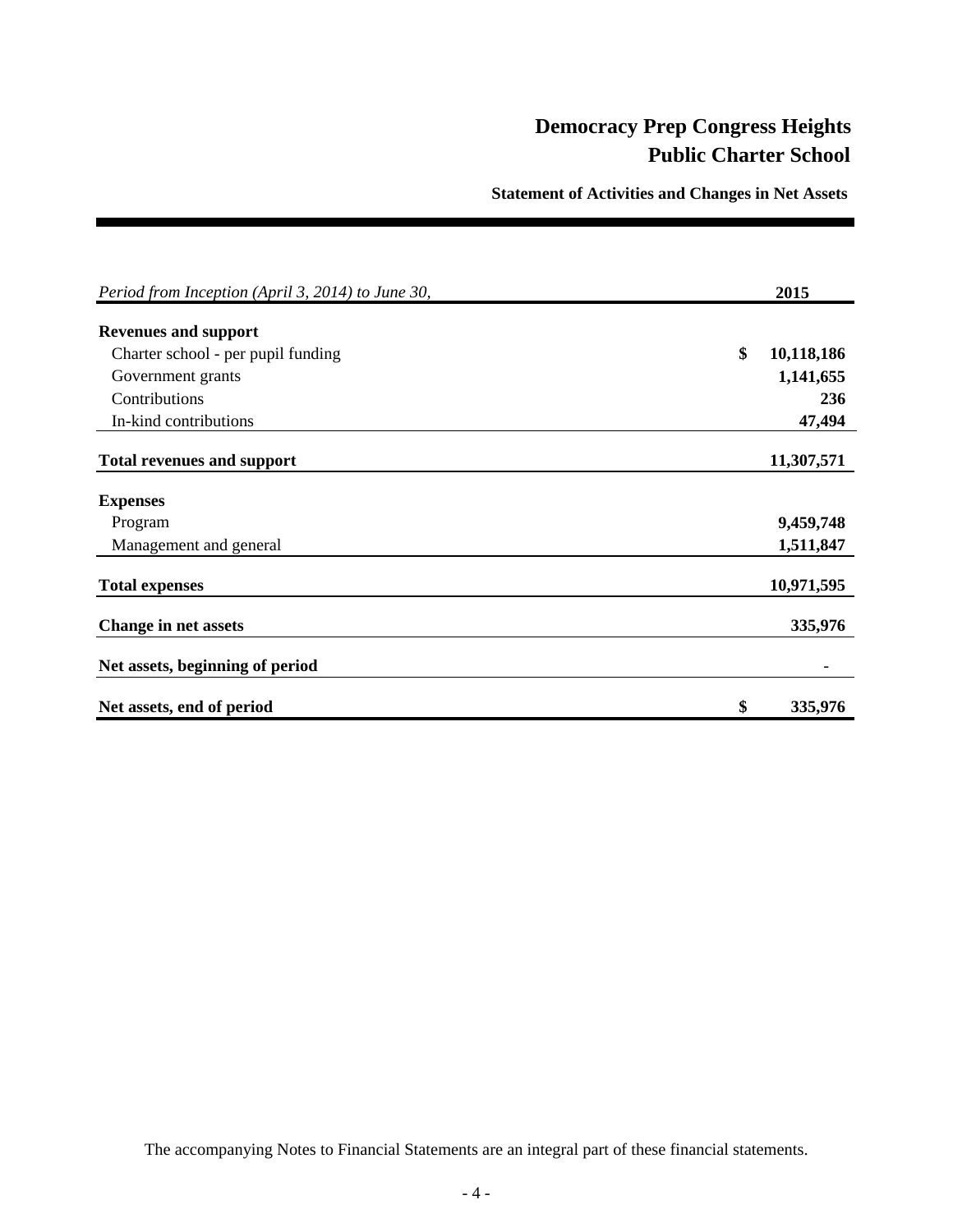# Democracy Prep Congress Heights Public Charter School

## Statement of Activities and Changes in Net Assets

| *Period from Inception (April 3, 2014) to June 30,* | 2015 |
|---|---|
| **Revenues and support** | |
| Charter school - per pupil funding | $ 10,118,186 |
| Government grants | 1,141,655 |
| Contributions | 236 |
| In-kind contributions | 47,494 |
| **Total revenues and support** | 11,307,571 |
| **Expenses** | |
| Program | 9,459,748 |
| Management and general | 1,511,847 |
| **Total expenses** | 10,971,595 |
| **Change in net assets** | 335,976 |
| **Net assets, beginning of period** | - |
| **Net assets, end of period** | $ 335,976 |

The accompanying Notes to Financial Statements are an integral part of these financial statements.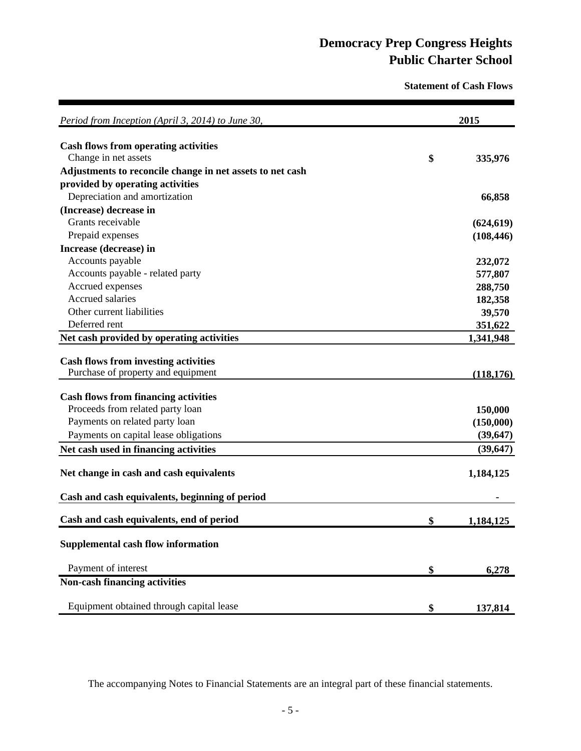# Democracy Prep Congress Heights Public Charter School

## Statement of Cash Flows

| *Period from Inception (April 3, 2014) to June 30,* | | 2015 |
|---|---|---|
| **Cash flows from operating activities** | | |
| Change in net assets | $ | 335,976 |
| **Adjustments to reconcile change in net assets to net cash provided by operating activities** | | |
| Depreciation and amortization | | 66,858 |
| **(Increase) decrease in** | | |
| Grants receivable | | (624,619) |
| Prepaid expenses | | (108,446) |
| **Increase (decrease) in** | | |
| Accounts payable | | 232,072 |
| Accounts payable - related party | | 577,807 |
| Accrued expenses | | 288,750 |
| Accrued salaries | | 182,358 |
| Other current liabilities | | 39,570 |
| Deferred rent | | 351,622 |
| **Net cash provided by operating activities** | | 1,341,948 |
| **Cash flows from investing activities** | | |
| Purchase of property and equipment | | (118,176) |
| **Cash flows from financing activities** | | |
| Proceeds from related party loan | | 150,000 |
| Payments on related party loan | | (150,000) |
| Payments on capital lease obligations | | (39,647) |
| **Net cash used in financing activities** | | (39,647) |
| **Net change in cash and cash equivalents** | | 1,184,125 |
| **Cash and cash equivalents, beginning of period** | | - |
| **Cash and cash equivalents, end of period** | $ | 1,184,125 |
| **Supplemental cash flow information** | | |
| Payment of interest | $ | 6,278 |
| **Non-cash financing activities** | | |
| Equipment obtained through capital lease | $ | 137,814 |

The accompanying Notes to Financial Statements are an integral part of these financial statements.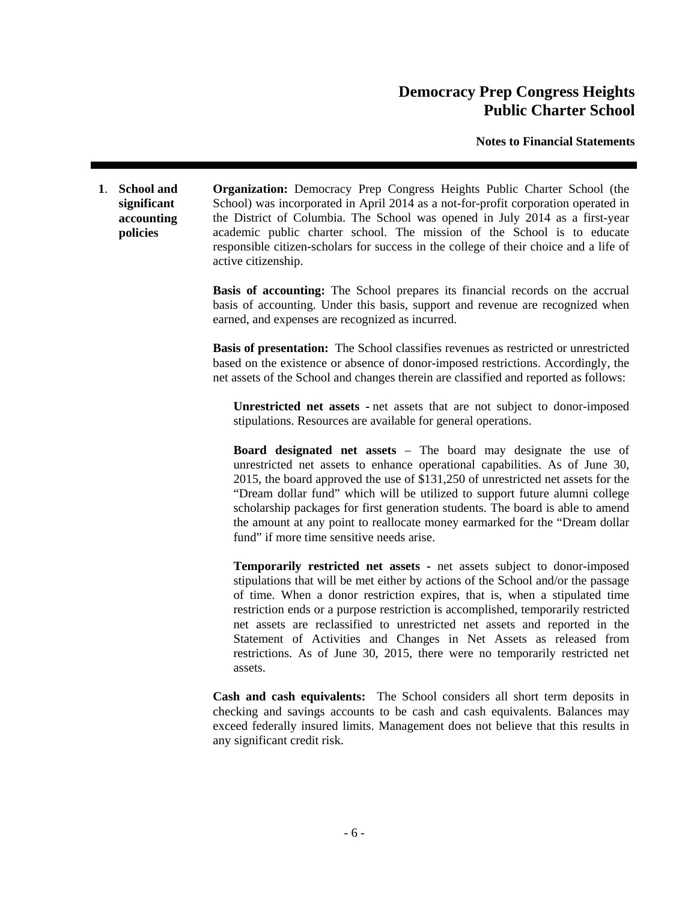# Democracy Prep Congress Heights Public Charter School

**Notes to Financial Statements**

## 1. School and significant accounting policies

**Organization:** Democracy Prep Congress Heights Public Charter School (the School) was incorporated in April 2014 as a not-for-profit corporation operated in the District of Columbia. The School was opened in July 2014 as a first-year academic public charter school. The mission of the School is to educate responsible citizen-scholars for success in the college of their choice and a life of active citizenship.

**Basis of accounting:** The School prepares its financial records on the accrual basis of accounting. Under this basis, support and revenue are recognized when earned, and expenses are recognized as incurred.

**Basis of presentation:** The School classifies revenues as restricted or unrestricted based on the existence or absence of donor-imposed restrictions. Accordingly, the net assets of the School and changes therein are classified and reported as follows:

**Unrestricted net assets** - net assets that are not subject to donor-imposed stipulations. Resources are available for general operations.

**Board designated net assets** – The board may designate the use of unrestricted net assets to enhance operational capabilities. As of June 30, 2015, the board approved the use of $131,250 of unrestricted net assets for the "Dream dollar fund" which will be utilized to support future alumni college scholarship packages for first generation students. The board is able to amend the amount at any point to reallocate money earmarked for the "Dream dollar fund" if more time sensitive needs arise.

**Temporarily restricted net assets** - net assets subject to donor-imposed stipulations that will be met either by actions of the School and/or the passage of time. When a donor restriction expires, that is, when a stipulated time restriction ends or a purpose restriction is accomplished, temporarily restricted net assets are reclassified to unrestricted net assets and reported in the Statement of Activities and Changes in Net Assets as released from restrictions. As of June 30, 2015, there were no temporarily restricted net assets.

**Cash and cash equivalents:** The School considers all short term deposits in checking and savings accounts to be cash and cash equivalents. Balances may exceed federally insured limits. Management does not believe that this results in any significant credit risk.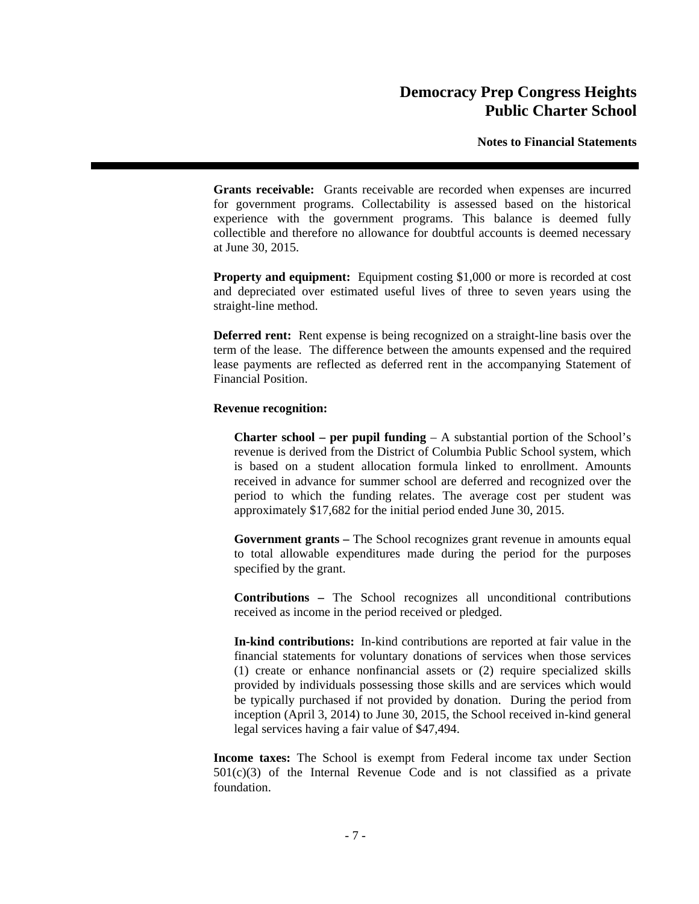**Grants receivable:** Grants receivable are recorded when expenses are incurred for government programs. Collectability is assessed based on the historical experience with the government programs. This balance is deemed fully collectible and therefore no allowance for doubtful accounts is deemed necessary at June 30, 2015.

**Property and equipment:** Equipment costing $1,000 or more is recorded at cost and depreciated over estimated useful lives of three to seven years using the straight-line method.

**Deferred rent:** Rent expense is being recognized on a straight-line basis over the term of the lease. The difference between the amounts expensed and the required lease payments are reflected as deferred rent in the accompanying Statement of Financial Position.

**Revenue recognition:**

**Charter school – per pupil funding** – A substantial portion of the School's revenue is derived from the District of Columbia Public School system, which is based on a student allocation formula linked to enrollment. Amounts received in advance for summer school are deferred and recognized over the period to which the funding relates. The average cost per student was approximately $17,682 for the initial period ended June 30, 2015.

**Government grants –** The School recognizes grant revenue in amounts equal to total allowable expenditures made during the period for the purposes specified by the grant.

**Contributions –** The School recognizes all unconditional contributions received as income in the period received or pledged.

**In-kind contributions:** In-kind contributions are reported at fair value in the financial statements for voluntary donations of services when those services (1) create or enhance nonfinancial assets or (2) require specialized skills provided by individuals possessing those skills and are services which would be typically purchased if not provided by donation. During the period from inception (April 3, 2014) to June 30, 2015, the School received in-kind general legal services having a fair value of $47,494.

**Income taxes:** The School is exempt from Federal income tax under Section 501(c)(3) of the Internal Revenue Code and is not classified as a private foundation.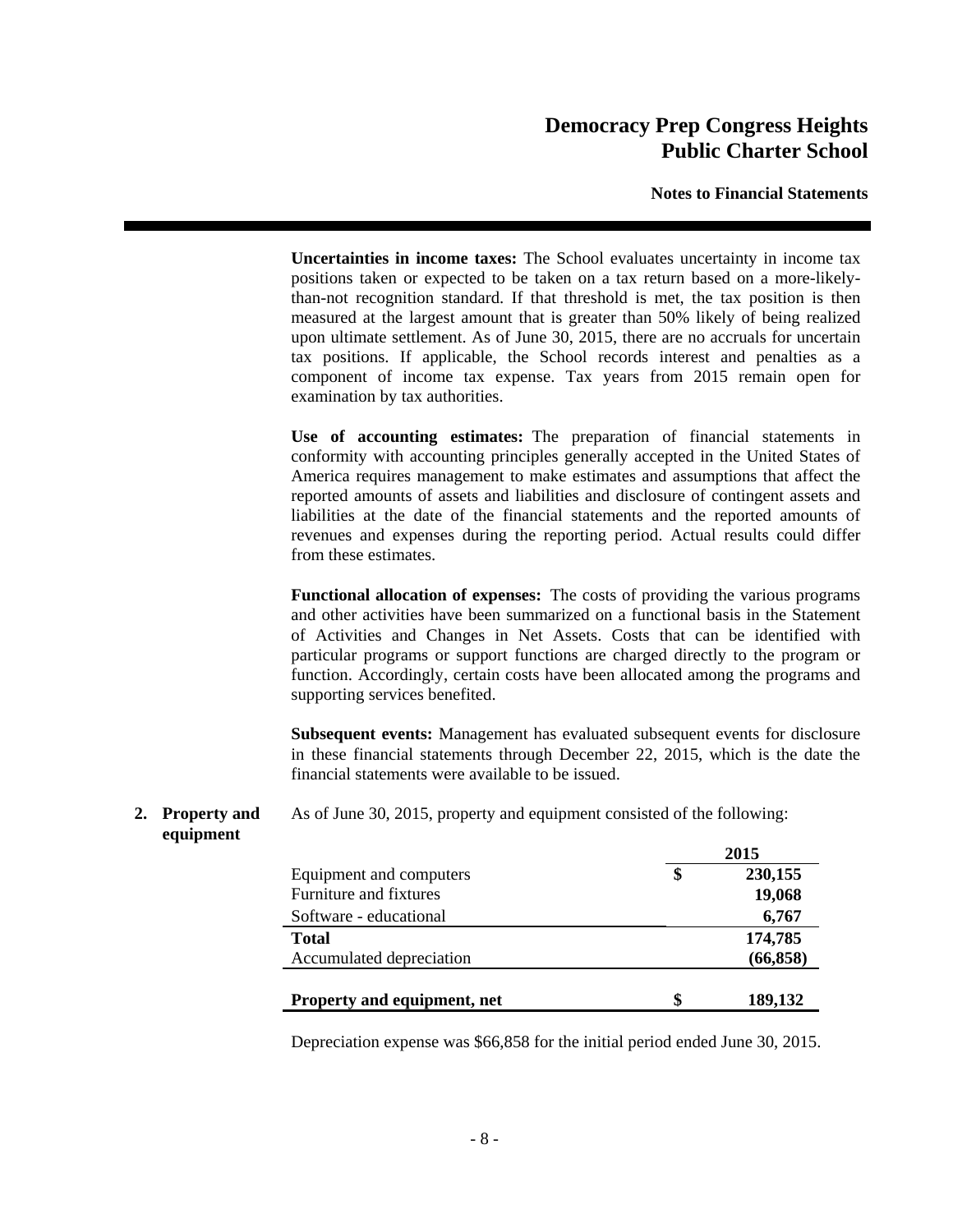**Uncertainties in income taxes:** The School evaluates uncertainty in income tax positions taken or expected to be taken on a tax return based on a more-likely-than-not recognition standard. If that threshold is met, the tax position is then measured at the largest amount that is greater than 50% likely of being realized upon ultimate settlement. As of June 30, 2015, there are no accruals for uncertain tax positions. If applicable, the School records interest and penalties as a component of income tax expense. Tax years from 2015 remain open for examination by tax authorities.

**Use of accounting estimates:** The preparation of financial statements in conformity with accounting principles generally accepted in the United States of America requires management to make estimates and assumptions that affect the reported amounts of assets and liabilities and disclosure of contingent assets and liabilities at the date of the financial statements and the reported amounts of revenues and expenses during the reporting period. Actual results could differ from these estimates.

**Functional allocation of expenses:** The costs of providing the various programs and other activities have been summarized on a functional basis in the Statement of Activities and Changes in Net Assets. Costs that can be identified with particular programs or support functions are charged directly to the program or function. Accordingly, certain costs have been allocated among the programs and supporting services benefited.

**Subsequent events:** Management has evaluated subsequent events for disclosure in these financial statements through December 22, 2015, which is the date the financial statements were available to be issued.

## 2. Property and equipment

As of June 30, 2015, property and equipment consisted of the following:

| | | 2015 |
|---|---|---|
| Equipment and computers | $ | 230,155 |
| Furniture and fixtures | | 19,068 |
| Software - educational | | 6,767 |
| **Total** | | 174,785 |
| Accumulated depreciation | | (66,858) |
| **Property and equipment, net** | $ | 189,132 |

Depreciation expense was $66,858 for the initial period ended June 30, 2015.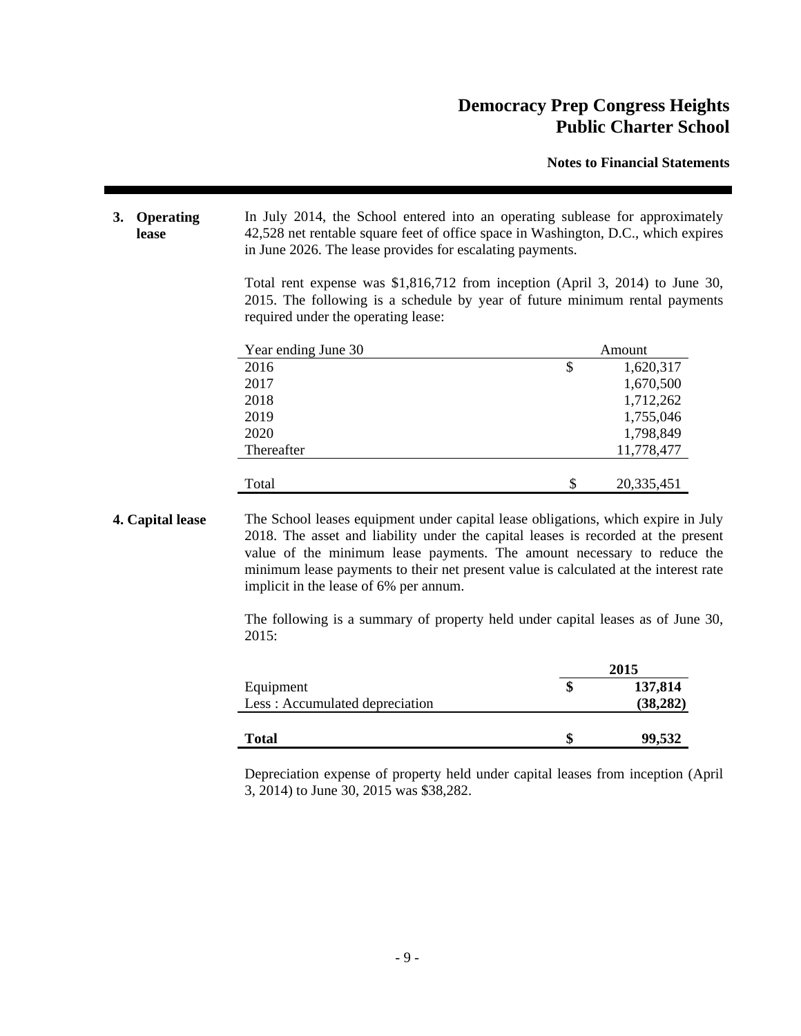## 3. Operating lease

In July 2014, the School entered into an operating sublease for approximately 42,528 net rentable square feet of office space in Washington, D.C., which expires in June 2026. The lease provides for escalating payments.

Total rent expense was $1,816,712 from inception (April 3, 2014) to June 30, 2015. The following is a schedule by year of future minimum rental payments required under the operating lease:

| Year ending June 30 | Amount |
|---|---|
| 2016 | $ 1,620,317 |
| 2017 | 1,670,500 |
| 2018 | 1,712,262 |
| 2019 | 1,755,046 |
| 2020 | 1,798,849 |
| Thereafter | 11,778,477 |
| Total | $ 20,335,451 |

## 4. Capital lease

The School leases equipment under capital lease obligations, which expire in July 2018. The asset and liability under the capital leases is recorded at the present value of the minimum lease payments. The amount necessary to reduce the minimum lease payments to their net present value is calculated at the interest rate implicit in the lease of 6% per annum.

The following is a summary of property held under capital leases as of June 30, 2015:

| | **2015** |
|---|---|
| Equipment | **$ 137,814** |
| Less : Accumulated depreciation | **(38,282)** |
| **Total** | **$ 99,532** |

Depreciation expense of property held under capital leases from inception (April 3, 2014) to June 30, 2015 was $38,282.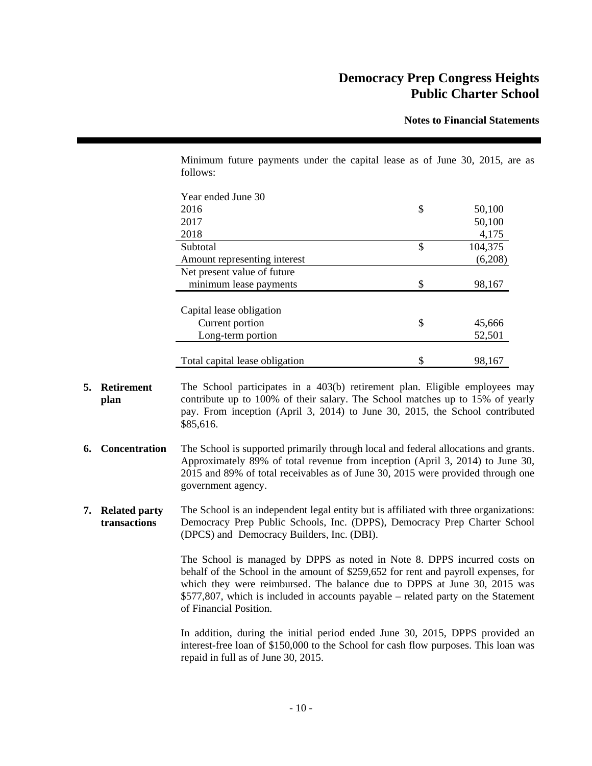Minimum future payments under the capital lease as of June 30, 2015, are as follows:

| Year ended June 30 | | |
|---|---|---|
| 2016 | $ | 50,100 |
| 2017 | | 50,100 |
| 2018 | | 4,175 |
| Subtotal | $ | 104,375 |
| Amount representing interest | | (6,208) |
| Net present value of future minimum lease payments | $ | 98,167 |
| Capital lease obligation | | |
| Current portion | $ | 45,666 |
| Long-term portion | | 52,501 |
| Total capital lease obligation | $ | 98,167 |

## 5. Retirement plan

The School participates in a 403(b) retirement plan. Eligible employees may contribute up to 100% of their salary. The School matches up to 15% of yearly pay. From inception (April 3, 2014) to June 30, 2015, the School contributed $85,616.

## 6. Concentration

The School is supported primarily through local and federal allocations and grants. Approximately 89% of total revenue from inception (April 3, 2014) to June 30, 2015 and 89% of total receivables as of June 30, 2015 were provided through one government agency.

## 7. Related party transactions

The School is an independent legal entity but is affiliated with three organizations: Democracy Prep Public Schools, Inc. (DPPS), Democracy Prep Charter School (DPCS) and Democracy Builders, Inc. (DBI).

The School is managed by DPPS as noted in Note 8. DPPS incurred costs on behalf of the School in the amount of $259,652 for rent and payroll expenses, for which they were reimbursed. The balance due to DPPS at June 30, 2015 was $577,807, which is included in accounts payable – related party on the Statement of Financial Position.

In addition, during the initial period ended June 30, 2015, DPPS provided an interest-free loan of $150,000 to the School for cash flow purposes. This loan was repaid in full as of June 30, 2015.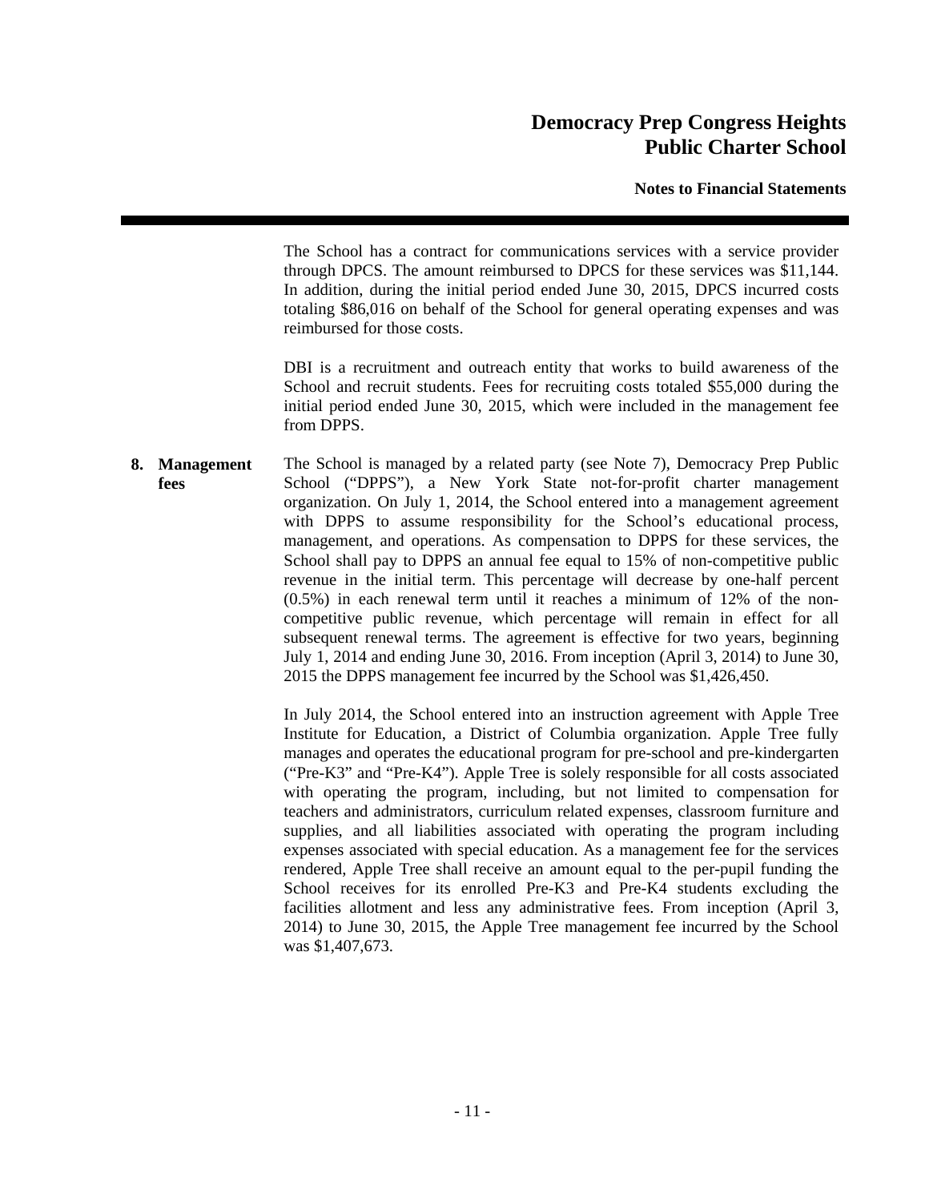The School has a contract for communications services with a service provider through DPCS. The amount reimbursed to DPCS for these services was $11,144. In addition, during the initial period ended June 30, 2015, DPCS incurred costs totaling $86,016 on behalf of the School for general operating expenses and was reimbursed for those costs.

DBI is a recruitment and outreach entity that works to build awareness of the School and recruit students. Fees for recruiting costs totaled $55,000 during the initial period ended June 30, 2015, which were included in the management fee from DPPS.

**8. Management fees**

The School is managed by a related party (see Note 7), Democracy Prep Public School ("DPPS"), a New York State not-for-profit charter management organization. On July 1, 2014, the School entered into a management agreement with DPPS to assume responsibility for the School's educational process, management, and operations. As compensation to DPPS for these services, the School shall pay to DPPS an annual fee equal to 15% of non-competitive public revenue in the initial term. This percentage will decrease by one-half percent (0.5%) in each renewal term until it reaches a minimum of 12% of the non-competitive public revenue, which percentage will remain in effect for all subsequent renewal terms. The agreement is effective for two years, beginning July 1, 2014 and ending June 30, 2016. From inception (April 3, 2014) to June 30, 2015 the DPPS management fee incurred by the School was $1,426,450.

In July 2014, the School entered into an instruction agreement with Apple Tree Institute for Education, a District of Columbia organization. Apple Tree fully manages and operates the educational program for pre-school and pre-kindergarten ("Pre-K3" and "Pre-K4"). Apple Tree is solely responsible for all costs associated with operating the program, including, but not limited to compensation for teachers and administrators, curriculum related expenses, classroom furniture and supplies, and all liabilities associated with operating the program including expenses associated with special education. As a management fee for the services rendered, Apple Tree shall receive an amount equal to the per-pupil funding the School receives for its enrolled Pre-K3 and Pre-K4 students excluding the facilities allotment and less any administrative fees. From inception (April 3, 2014) to June 30, 2015, the Apple Tree management fee incurred by the School was $1,407,673.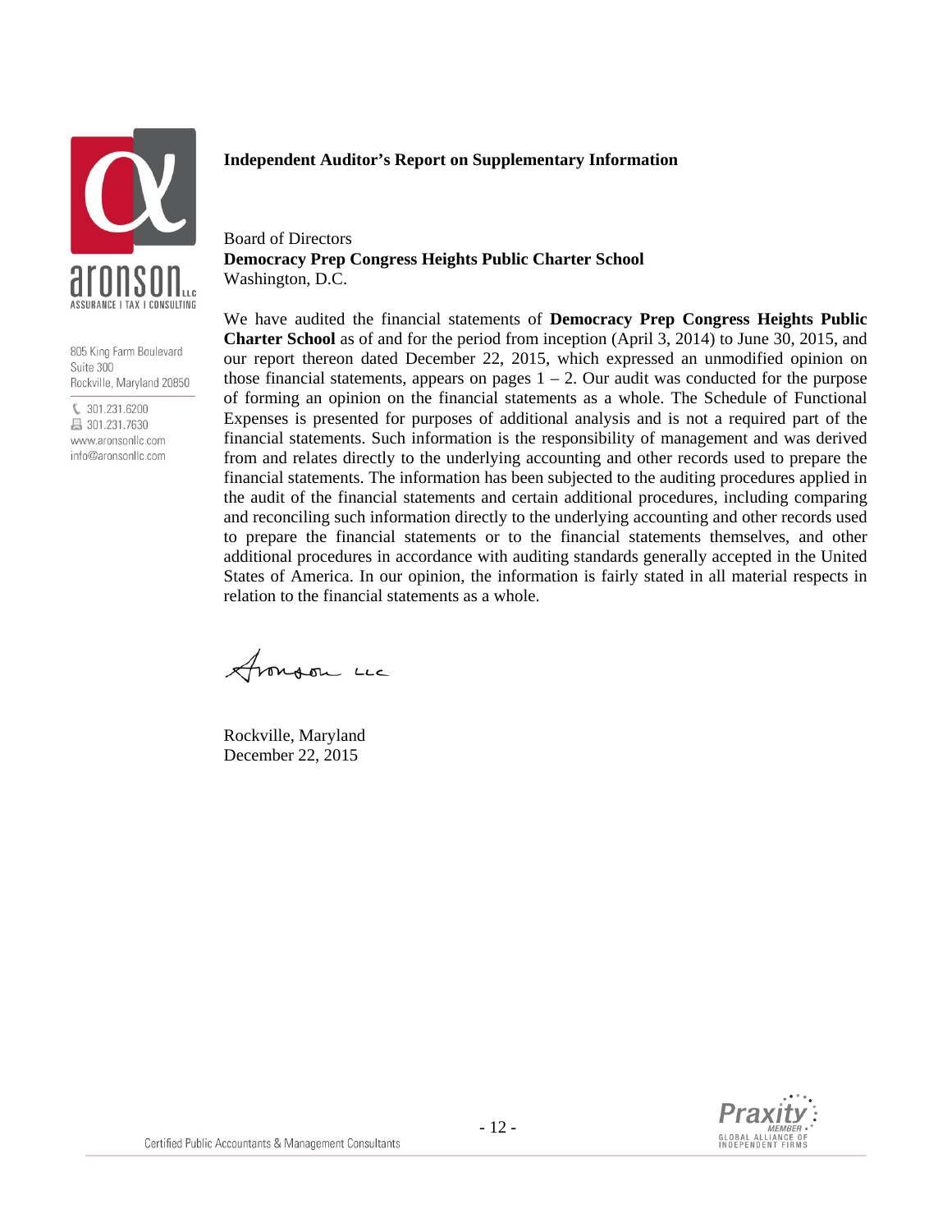aronson LLC
ASSURANCE | TAX | CONSULTING

805 King Farm Boulevard
Suite 300
Rockville, Maryland 20850

301.231.6200
301.231.7630
www.aronsonllc.com
info@aronsonllc.com

## Independent Auditor's Report on Supplementary Information

Board of Directors
**Democracy Prep Congress Heights Public Charter School**
Washington, D.C.

We have audited the financial statements of **Democracy Prep Congress Heights Public Charter School** as of and for the period from inception (April 3, 2014) to June 30, 2015, and our report thereon dated December 22, 2015, which expressed an unmodified opinion on those financial statements, appears on pages 1 – 2. Our audit was conducted for the purpose of forming an opinion on the financial statements as a whole. The Schedule of Functional Expenses is presented for purposes of additional analysis and is not a required part of the financial statements. Such information is the responsibility of management and was derived from and relates directly to the underlying accounting and other records used to prepare the financial statements. The information has been subjected to the auditing procedures applied in the audit of the financial statements and certain additional procedures, including comparing and reconciling such information directly to the underlying accounting and other records used to prepare the financial statements or to the financial statements themselves, and other additional procedures in accordance with auditing standards generally accepted in the United States of America. In our opinion, the information is fairly stated in all material respects in relation to the financial statements as a whole.

Aronson LLC

Rockville, Maryland
December 22, 2015

Certified Public Accountants & Management Consultants

Praxity MEMBER GLOBAL ALLIANCE OF INDEPENDENT FIRMS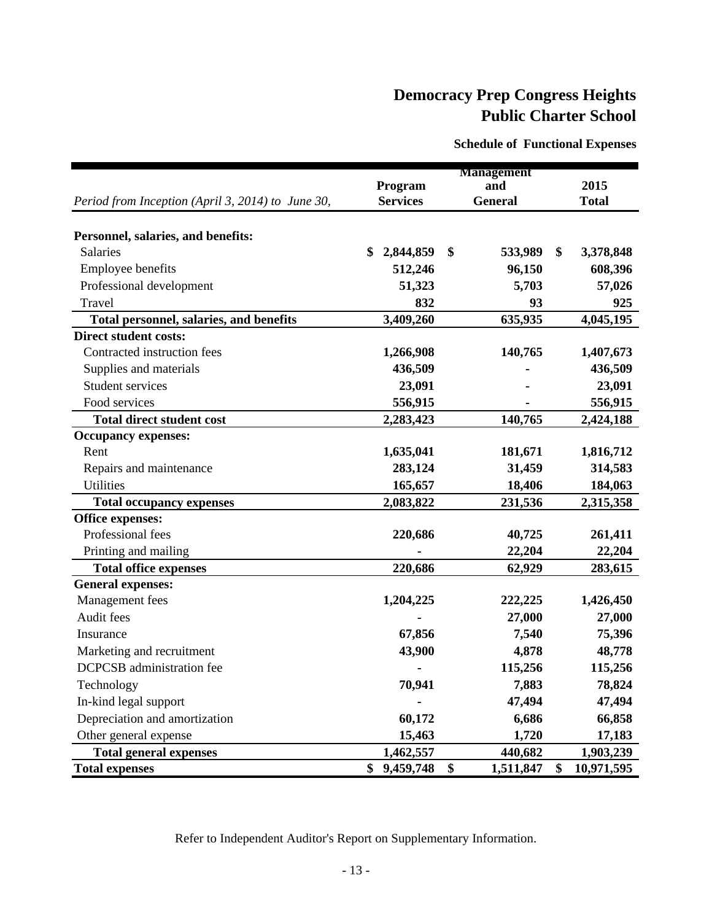# Democracy Prep Congress Heights Public Charter School

## Schedule of Functional Expenses

| *Period from Inception (April 3, 2014) to June 30,* | Program Services | Management and General | 2015 Total |
|---|---|---|---|
| **Personnel, salaries, and benefits:** | | | |
| Salaries | $ 2,844,859 | $ 533,989 | $ 3,378,848 |
| Employee benefits | 512,246 | 96,150 | 608,396 |
| Professional development | 51,323 | 5,703 | 57,026 |
| Travel | 832 | 93 | 925 |
| **Total personnel, salaries, and benefits** | 3,409,260 | 635,935 | 4,045,195 |
| **Direct student costs:** | | | |
| Contracted instruction fees | 1,266,908 | 140,765 | 1,407,673 |
| Supplies and materials | 436,509 | - | 436,509 |
| Student services | 23,091 | - | 23,091 |
| Food services | 556,915 | - | 556,915 |
| **Total direct student cost** | 2,283,423 | 140,765 | 2,424,188 |
| **Occupancy expenses:** | | | |
| Rent | 1,635,041 | 181,671 | 1,816,712 |
| Repairs and maintenance | 283,124 | 31,459 | 314,583 |
| Utilities | 165,657 | 18,406 | 184,063 |
| **Total occupancy expenses** | 2,083,822 | 231,536 | 2,315,358 |
| **Office expenses:** | | | |
| Professional fees | 220,686 | 40,725 | 261,411 |
| Printing and mailing | - | 22,204 | 22,204 |
| **Total office expenses** | 220,686 | 62,929 | 283,615 |
| **General expenses:** | | | |
| Management fees | 1,204,225 | 222,225 | 1,426,450 |
| Audit fees | - | 27,000 | 27,000 |
| Insurance | 67,856 | 7,540 | 75,396 |
| Marketing and recruitment | 43,900 | 4,878 | 48,778 |
| DCPCSB administration fee | - | 115,256 | 115,256 |
| Technology | 70,941 | 7,883 | 78,824 |
| In-kind legal support | - | 47,494 | 47,494 |
| Depreciation and amortization | 60,172 | 6,686 | 66,858 |
| Other general expense | 15,463 | 1,720 | 17,183 |
| **Total general expenses** | 1,462,557 | 440,682 | 1,903,239 |
| **Total expenses** | $ 9,459,748 | $ 1,511,847 | $ 10,971,595 |

Refer to Independent Auditor's Report on Supplementary Information.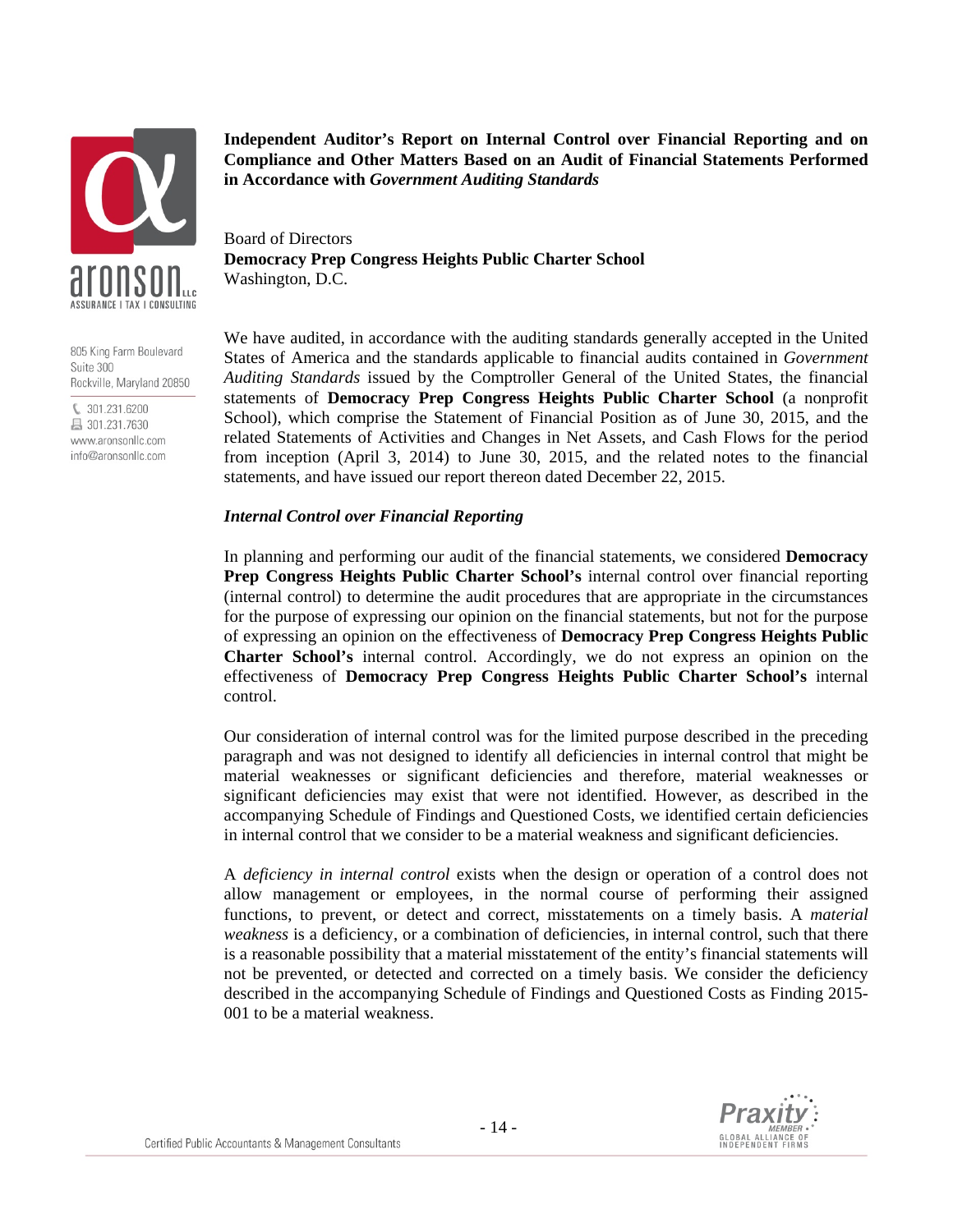**Independent Auditor's Report on Internal Control over Financial Reporting and on Compliance and Other Matters Based on an Audit of Financial Statements Performed in Accordance with *Government Auditing Standards***

Board of Directors
**Democracy Prep Congress Heights Public Charter School**
Washington, D.C.

We have audited, in accordance with the auditing standards generally accepted in the United States of America and the standards applicable to financial audits contained in *Government Auditing Standards* issued by the Comptroller General of the United States, the financial statements of **Democracy Prep Congress Heights Public Charter School** (a nonprofit School), which comprise the Statement of Financial Position as of June 30, 2015, and the related Statements of Activities and Changes in Net Assets, and Cash Flows for the period from inception (April 3, 2014) to June 30, 2015, and the related notes to the financial statements, and have issued our report thereon dated December 22, 2015.

***Internal Control over Financial Reporting***

In planning and performing our audit of the financial statements, we considered **Democracy Prep Congress Heights Public Charter School's** internal control over financial reporting (internal control) to determine the audit procedures that are appropriate in the circumstances for the purpose of expressing our opinion on the financial statements, but not for the purpose of expressing an opinion on the effectiveness of **Democracy Prep Congress Heights Public Charter School's** internal control. Accordingly, we do not express an opinion on the effectiveness of **Democracy Prep Congress Heights Public Charter School's** internal control.

Our consideration of internal control was for the limited purpose described in the preceding paragraph and was not designed to identify all deficiencies in internal control that might be material weaknesses or significant deficiencies and therefore, material weaknesses or significant deficiencies may exist that were not identified. However, as described in the accompanying Schedule of Findings and Questioned Costs, we identified certain deficiencies in internal control that we consider to be a material weakness and significant deficiencies.

A *deficiency in internal control* exists when the design or operation of a control does not allow management or employees, in the normal course of performing their assigned functions, to prevent, or detect and correct, misstatements on a timely basis. A *material weakness* is a deficiency, or a combination of deficiencies, in internal control, such that there is a reasonable possibility that a material misstatement of the entity's financial statements will not be prevented, or detected and corrected on a timely basis. We consider the deficiency described in the accompanying Schedule of Findings and Questioned Costs as Finding 2015-001 to be a material weakness.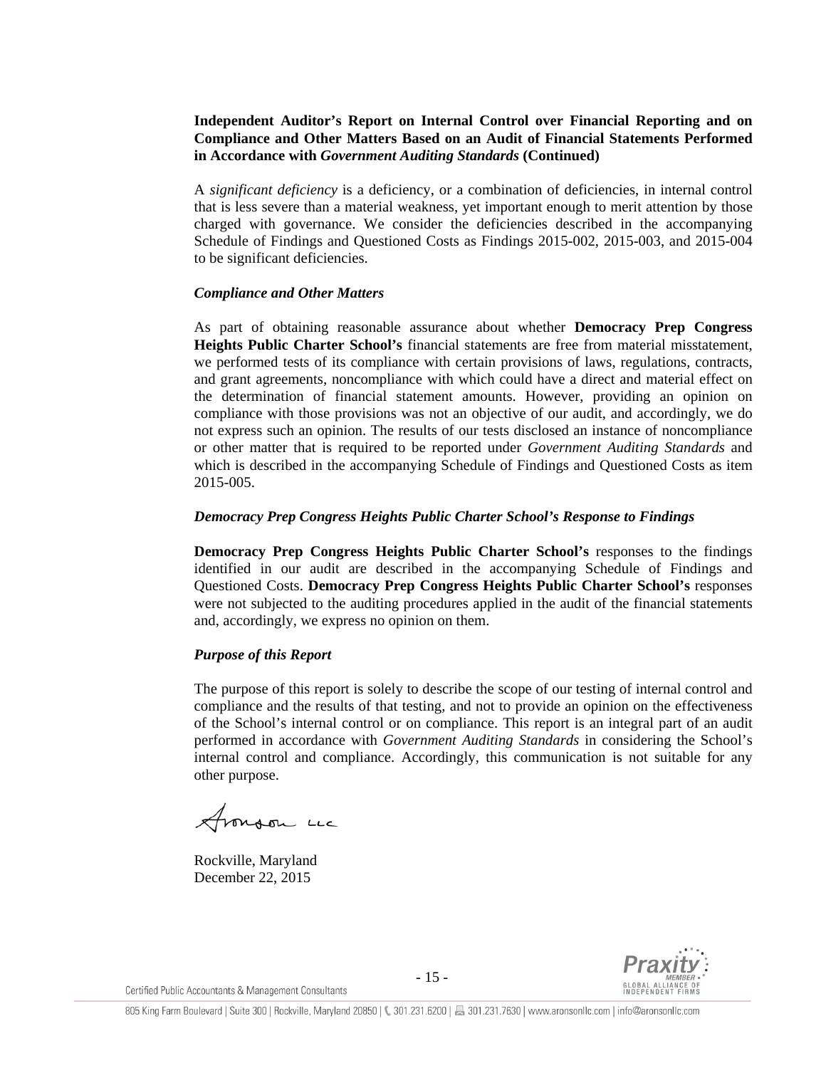**Independent Auditor's Report on Internal Control over Financial Reporting and on Compliance and Other Matters Based on an Audit of Financial Statements Performed in Accordance with *Government Auditing Standards* (Continued)**

A *significant deficiency* is a deficiency, or a combination of deficiencies, in internal control that is less severe than a material weakness, yet important enough to merit attention by those charged with governance. We consider the deficiencies described in the accompanying Schedule of Findings and Questioned Costs as Findings 2015-002, 2015-003, and 2015-004 to be significant deficiencies.

***Compliance and Other Matters***

As part of obtaining reasonable assurance about whether **Democracy Prep Congress Heights Public Charter School's** financial statements are free from material misstatement, we performed tests of its compliance with certain provisions of laws, regulations, contracts, and grant agreements, noncompliance with which could have a direct and material effect on the determination of financial statement amounts. However, providing an opinion on compliance with those provisions was not an objective of our audit, and accordingly, we do not express such an opinion. The results of our tests disclosed an instance of noncompliance or other matter that is required to be reported under *Government Auditing Standards* and which is described in the accompanying Schedule of Findings and Questioned Costs as item 2015-005.

***Democracy Prep Congress Heights Public Charter School's Response to Findings***

**Democracy Prep Congress Heights Public Charter School's** responses to the findings identified in our audit are described in the accompanying Schedule of Findings and Questioned Costs. **Democracy Prep Congress Heights Public Charter School's** responses were not subjected to the auditing procedures applied in the audit of the financial statements and, accordingly, we express no opinion on them.

***Purpose of this Report***

The purpose of this report is solely to describe the scope of our testing of internal control and compliance and the results of that testing, and not to provide an opinion on the effectiveness of the School's internal control or on compliance. This report is an integral part of an audit performed in accordance with *Government Auditing Standards* in considering the School's internal control and compliance. Accordingly, this communication is not suitable for any other purpose.

Aronson LLC

Rockville, Maryland
December 22, 2015

Certified Public Accountants & Management Consultants

805 King Farm Boulevard | Suite 300 | Rockville, Maryland 20850 | 301.231.6200 | 301.231.7630 | www.aronsonllc.com | info@aronsonllc.com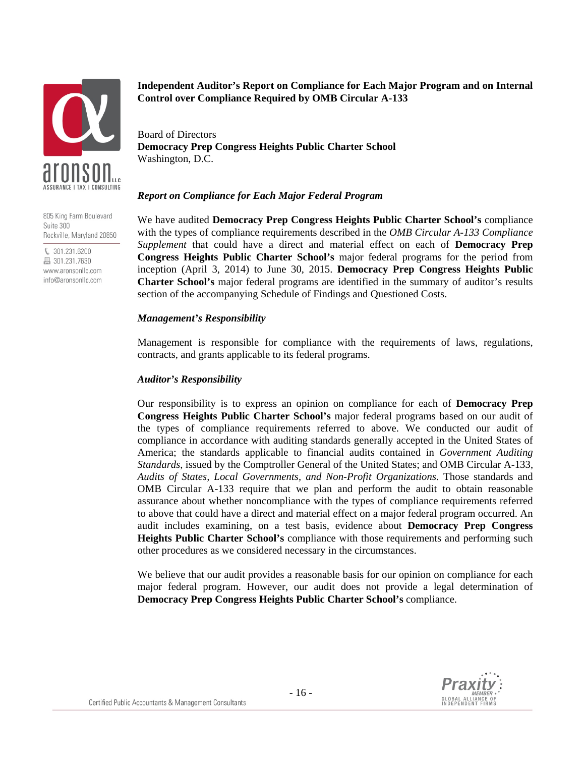# Independent Auditor's Report on Compliance for Each Major Program and on Internal Control over Compliance Required by OMB Circular A-133

Board of Directors
**Democracy Prep Congress Heights Public Charter School**
Washington, D.C.

### *Report on Compliance for Each Major Federal Program*

We have audited **Democracy Prep Congress Heights Public Charter School's** compliance with the types of compliance requirements described in the *OMB Circular A-133 Compliance Supplement* that could have a direct and material effect on each of **Democracy Prep Congress Heights Public Charter School's** major federal programs for the period from inception (April 3, 2014) to June 30, 2015. **Democracy Prep Congress Heights Public Charter School's** major federal programs are identified in the summary of auditor's results section of the accompanying Schedule of Findings and Questioned Costs.

### *Management's Responsibility*

Management is responsible for compliance with the requirements of laws, regulations, contracts, and grants applicable to its federal programs.

### *Auditor's Responsibility*

Our responsibility is to express an opinion on compliance for each of **Democracy Prep Congress Heights Public Charter School's** major federal programs based on our audit of the types of compliance requirements referred to above. We conducted our audit of compliance in accordance with auditing standards generally accepted in the United States of America; the standards applicable to financial audits contained in *Government Auditing Standards*, issued by the Comptroller General of the United States; and OMB Circular A-133, *Audits of States, Local Governments, and Non-Profit Organizations*. Those standards and OMB Circular A-133 require that we plan and perform the audit to obtain reasonable assurance about whether noncompliance with the types of compliance requirements referred to above that could have a direct and material effect on a major federal program occurred. An audit includes examining, on a test basis, evidence about **Democracy Prep Congress Heights Public Charter School's** compliance with those requirements and performing such other procedures as we considered necessary in the circumstances.

We believe that our audit provides a reasonable basis for our opinion on compliance for each major federal program. However, our audit does not provide a legal determination of **Democracy Prep Congress Heights Public Charter School's** compliance.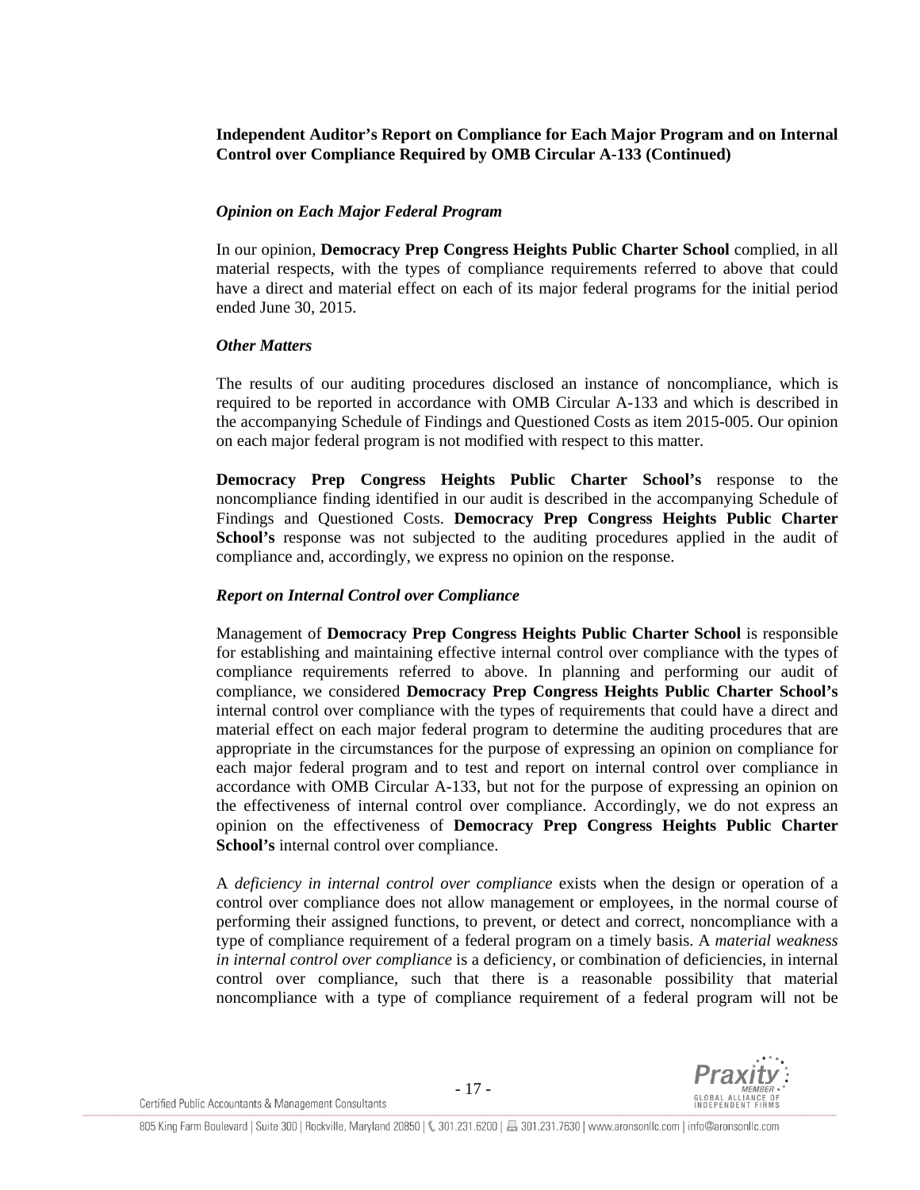**Independent Auditor's Report on Compliance for Each Major Program and on Internal Control over Compliance Required by OMB Circular A-133 (Continued)**

***Opinion on Each Major Federal Program***

In our opinion, **Democracy Prep Congress Heights Public Charter School** complied, in all material respects, with the types of compliance requirements referred to above that could have a direct and material effect on each of its major federal programs for the initial period ended June 30, 2015.

***Other Matters***

The results of our auditing procedures disclosed an instance of noncompliance, which is required to be reported in accordance with OMB Circular A-133 and which is described in the accompanying Schedule of Findings and Questioned Costs as item 2015-005. Our opinion on each major federal program is not modified with respect to this matter.

**Democracy Prep Congress Heights Public Charter School's** response to the noncompliance finding identified in our audit is described in the accompanying Schedule of Findings and Questioned Costs. **Democracy Prep Congress Heights Public Charter School's** response was not subjected to the auditing procedures applied in the audit of compliance and, accordingly, we express no opinion on the response.

***Report on Internal Control over Compliance***

Management of **Democracy Prep Congress Heights Public Charter School** is responsible for establishing and maintaining effective internal control over compliance with the types of compliance requirements referred to above. In planning and performing our audit of compliance, we considered **Democracy Prep Congress Heights Public Charter School's** internal control over compliance with the types of requirements that could have a direct and material effect on each major federal program to determine the auditing procedures that are appropriate in the circumstances for the purpose of expressing an opinion on compliance for each major federal program and to test and report on internal control over compliance in accordance with OMB Circular A-133, but not for the purpose of expressing an opinion on the effectiveness of internal control over compliance. Accordingly, we do not express an opinion on the effectiveness of **Democracy Prep Congress Heights Public Charter School's** internal control over compliance.

A *deficiency in internal control over compliance* exists when the design or operation of a control over compliance does not allow management or employees, in the normal course of performing their assigned functions, to prevent, or detect and correct, noncompliance with a type of compliance requirement of a federal program on a timely basis. A *material weakness in internal control over compliance* is a deficiency, or combination of deficiencies, in internal control over compliance, such that there is a reasonable possibility that material noncompliance with a type of compliance requirement of a federal program will not be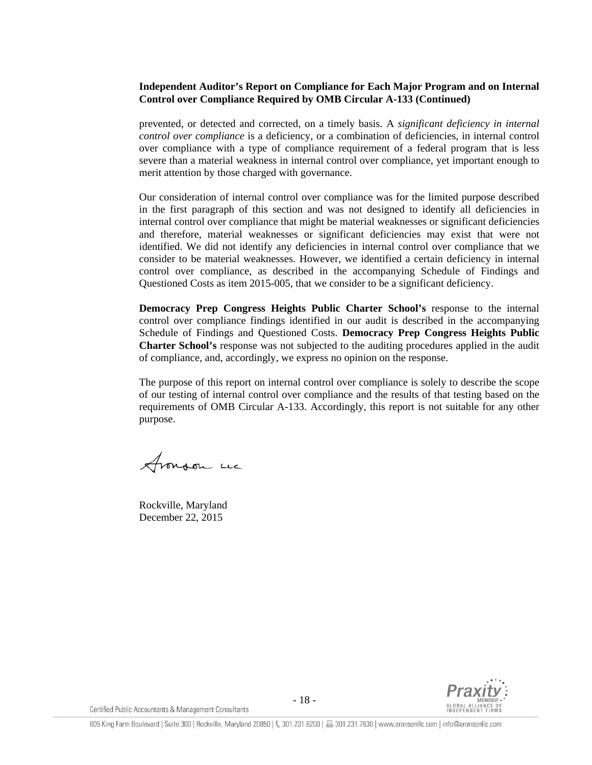**Independent Auditor's Report on Compliance for Each Major Program and on Internal Control over Compliance Required by OMB Circular A-133 (Continued)**

prevented, or detected and corrected, on a timely basis. A *significant deficiency in internal control over compliance* is a deficiency, or a combination of deficiencies, in internal control over compliance with a type of compliance requirement of a federal program that is less severe than a material weakness in internal control over compliance, yet important enough to merit attention by those charged with governance.

Our consideration of internal control over compliance was for the limited purpose described in the first paragraph of this section and was not designed to identify all deficiencies in internal control over compliance that might be material weaknesses or significant deficiencies and therefore, material weaknesses or significant deficiencies may exist that were not identified. We did not identify any deficiencies in internal control over compliance that we consider to be material weaknesses. However, we identified a certain deficiency in internal control over compliance, as described in the accompanying Schedule of Findings and Questioned Costs as item 2015-005, that we consider to be a significant deficiency.

**Democracy Prep Congress Heights Public Charter School's** response to the internal control over compliance findings identified in our audit is described in the accompanying Schedule of Findings and Questioned Costs. **Democracy Prep Congress Heights Public Charter School's** response was not subjected to the auditing procedures applied in the audit of compliance, and, accordingly, we express no opinion on the response.

The purpose of this report on internal control over compliance is solely to describe the scope of our testing of internal control over compliance and the results of that testing based on the requirements of OMB Circular A-133. Accordingly, this report is not suitable for any other purpose.

Aronson LLC

Rockville, Maryland
December 22, 2015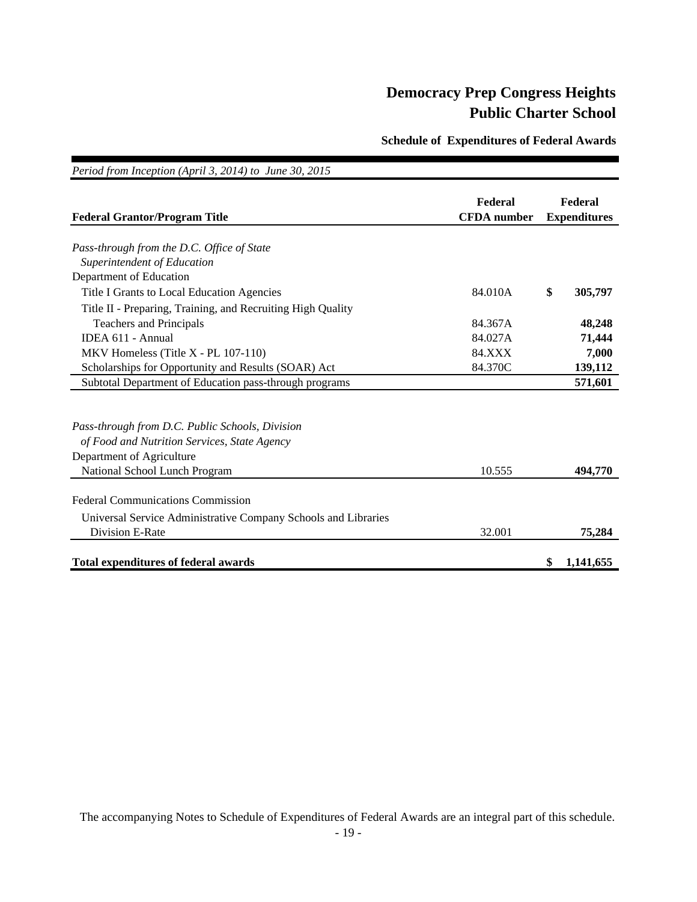# Democracy Prep Congress Heights Public Charter School

## Schedule of Expenditures of Federal Awards

*Period from Inception (April 3, 2014) to June 30, 2015*

| Federal Grantor/Program Title | Federal CFDA number | Federal Expenditures |
|---|---|---|
| *Pass-through from the D.C. Office of State Superintendent of Education* | | |
| Department of Education | | |
| Title I Grants to Local Education Agencies | 84.010A | $ **305,797** |
| Title II - Preparing, Training, and Recruiting High Quality Teachers and Principals | 84.367A | **48,248** |
| IDEA 611 - Annual | 84.027A | **71,444** |
| MKV Homeless (Title X - PL 107-110) | 84.XXX | **7,000** |
| Scholarships for Opportunity and Results (SOAR) Act | 84.370C | **139,112** |
| Subtotal Department of Education pass-through programs | | **571,601** |
| *Pass-through from D.C. Public Schools, Division of Food and Nutrition Services, State Agency* | | |
| Department of Agriculture | | |
| National School Lunch Program | 10.555 | **494,770** |
| Federal Communications Commission | | |
| Universal Service Administrative Company Schools and Libraries Division E-Rate | 32.001 | **75,284** |
| **Total expenditures of federal awards** | | **$ 1,141,655** |

The accompanying Notes to Schedule of Expenditures of Federal Awards are an integral part of this schedule.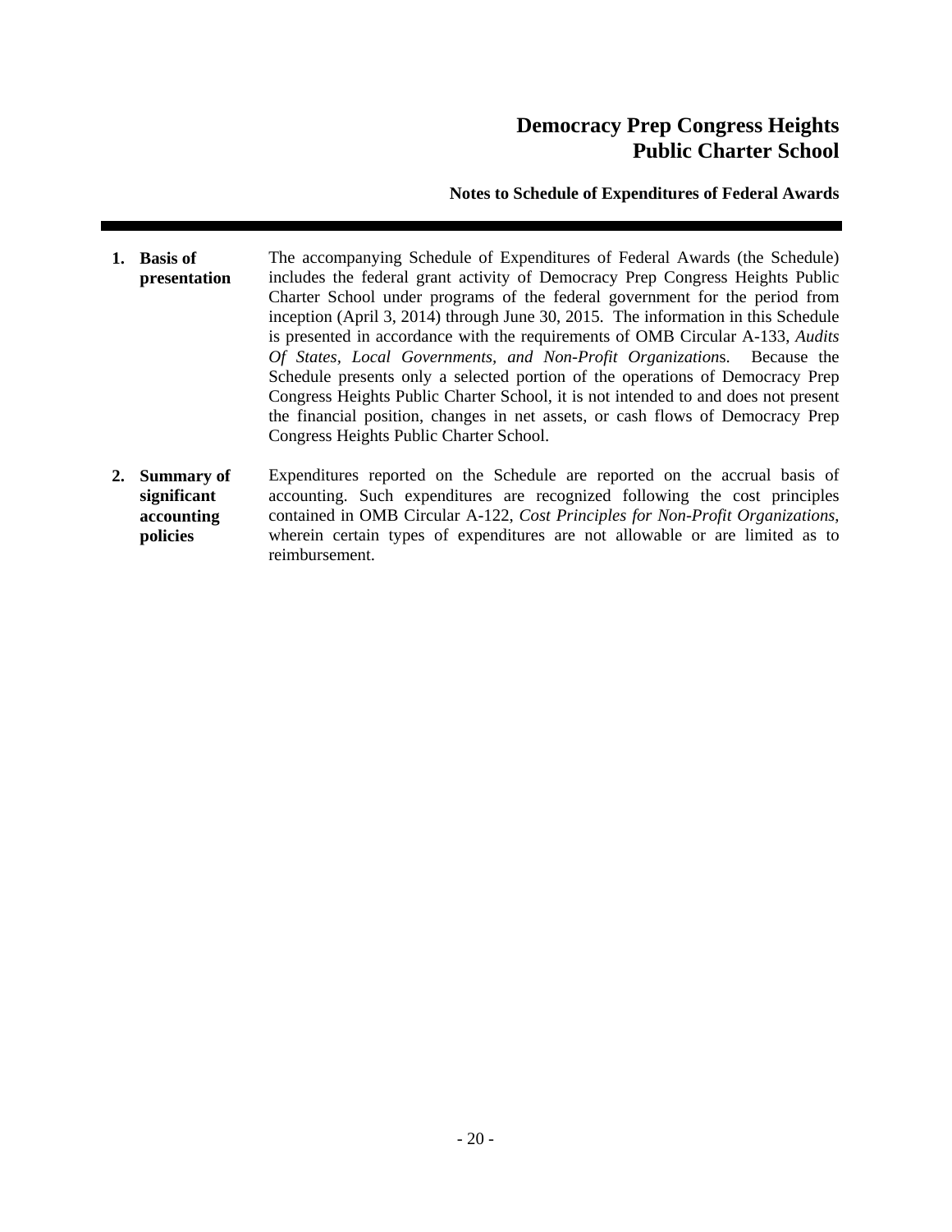# Democracy Prep Congress Heights Public Charter School

## Notes to Schedule of Expenditures of Federal Awards

**1. Basis of presentation**

The accompanying Schedule of Expenditures of Federal Awards (the Schedule) includes the federal grant activity of Democracy Prep Congress Heights Public Charter School under programs of the federal government for the period from inception (April 3, 2014) through June 30, 2015. The information in this Schedule is presented in accordance with the requirements of OMB Circular A-133, *Audits Of States, Local Governments, and Non-Profit Organizations*. Because the Schedule presents only a selected portion of the operations of Democracy Prep Congress Heights Public Charter School, it is not intended to and does not present the financial position, changes in net assets, or cash flows of Democracy Prep Congress Heights Public Charter School.

**2. Summary of significant accounting policies**

Expenditures reported on the Schedule are reported on the accrual basis of accounting. Such expenditures are recognized following the cost principles contained in OMB Circular A-122, *Cost Principles for Non-Profit Organizations*, wherein certain types of expenditures are not allowable or are limited as to reimbursement.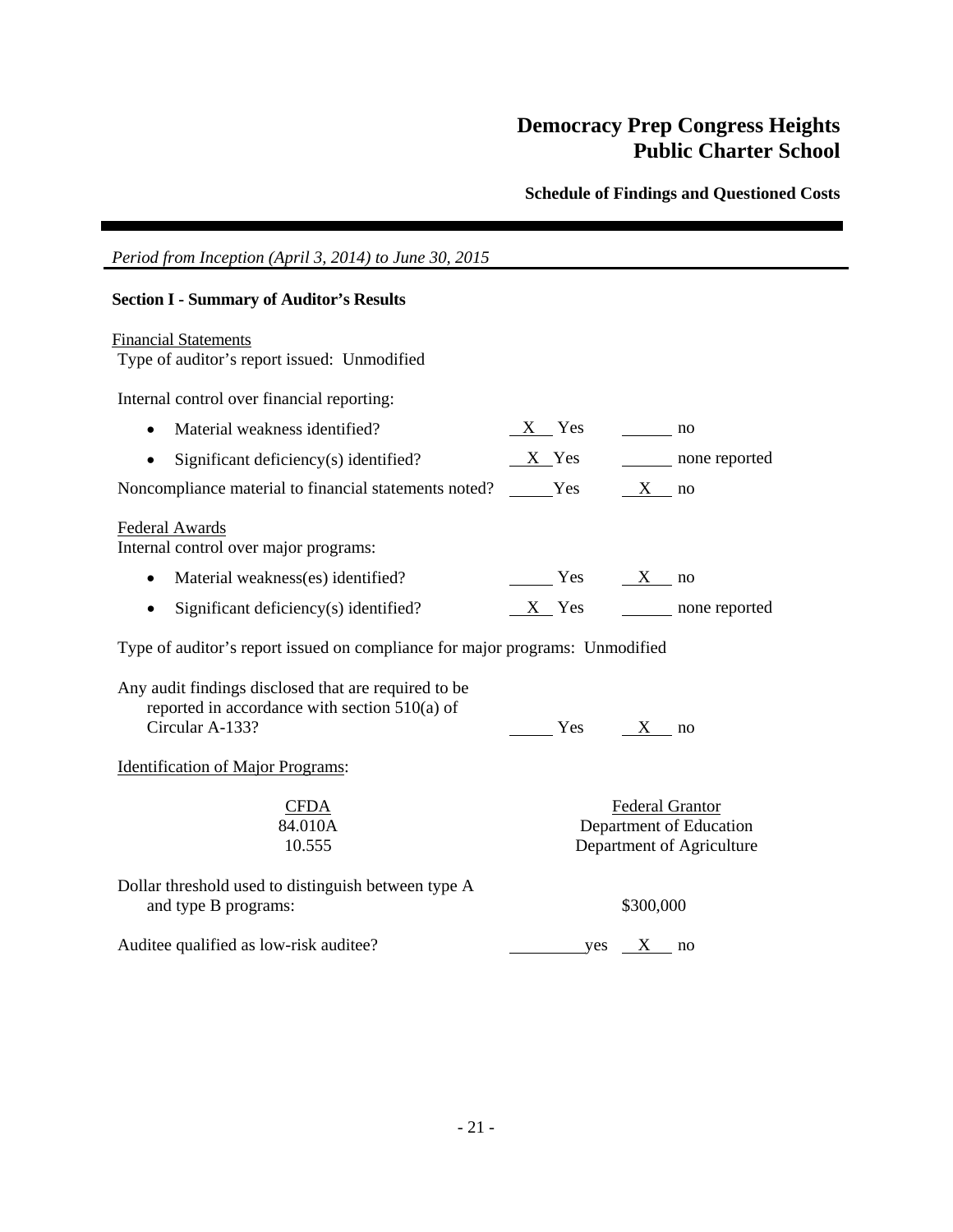# Democracy Prep Congress Heights Public Charter School

## Schedule of Findings and Questioned Costs

*Period from Inception (April 3, 2014) to June 30, 2015*

### Section I - Summary of Auditor's Results

Financial Statements

Type of auditor's report issued: Unmodified

Internal control over financial reporting:

- Material weakness identified? __X__ Yes ______ no
- Significant deficiency(s) identified? __X__ Yes ______ none reported

Noncompliance material to financial statements noted? ______ Yes __X__ no

Federal Awards

Internal control over major programs:

- Material weakness(es) identified? ______ Yes __X__ no
- Significant deficiency(s) identified? __X__ Yes ______ none reported

Type of auditor's report issued on compliance for major programs: Unmodified

Any audit findings disclosed that are required to be reported in accordance with section 510(a) of Circular A-133? ______ Yes __X__ no

Identification of Major Programs:

| CFDA | Federal Grantor |
|---|---|
| 84.010A | Department of Education |
| 10.555 | Department of Agriculture |

Dollar threshold used to distinguish between type A and type B programs: $300,000

Auditee qualified as low-risk auditee? ______ yes __X__ no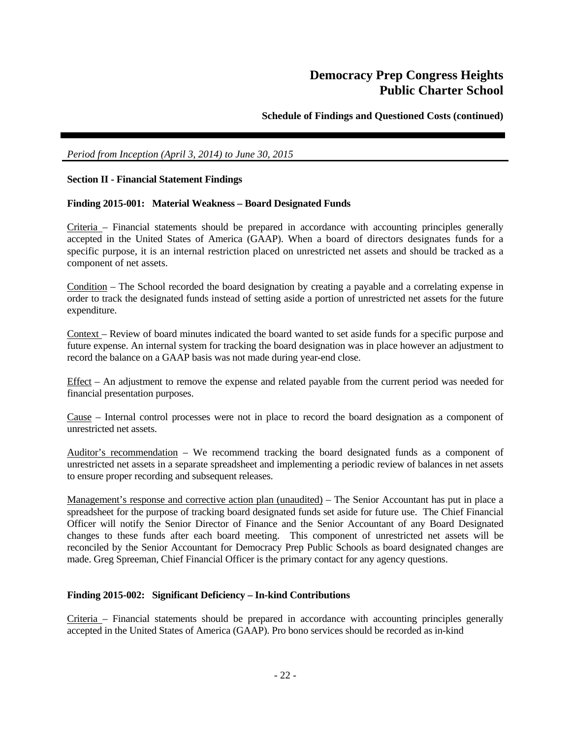*Period from Inception (April 3, 2014) to June 30, 2015*

**Section II - Financial Statement Findings**

**Finding 2015-001: Material Weakness – Board Designated Funds**

Criteria – Financial statements should be prepared in accordance with accounting principles generally accepted in the United States of America (GAAP). When a board of directors designates funds for a specific purpose, it is an internal restriction placed on unrestricted net assets and should be tracked as a component of net assets.

Condition – The School recorded the board designation by creating a payable and a correlating expense in order to track the designated funds instead of setting aside a portion of unrestricted net assets for the future expenditure.

Context – Review of board minutes indicated the board wanted to set aside funds for a specific purpose and future expense. An internal system for tracking the board designation was in place however an adjustment to record the balance on a GAAP basis was not made during year-end close.

Effect – An adjustment to remove the expense and related payable from the current period was needed for financial presentation purposes.

Cause – Internal control processes were not in place to record the board designation as a component of unrestricted net assets.

Auditor's recommendation – We recommend tracking the board designated funds as a component of unrestricted net assets in a separate spreadsheet and implementing a periodic review of balances in net assets to ensure proper recording and subsequent releases.

Management's response and corrective action plan (unaudited) – The Senior Accountant has put in place a spreadsheet for the purpose of tracking board designated funds set aside for future use. The Chief Financial Officer will notify the Senior Director of Finance and the Senior Accountant of any Board Designated changes to these funds after each board meeting. This component of unrestricted net assets will be reconciled by the Senior Accountant for Democracy Prep Public Schools as board designated changes are made. Greg Spreeman, Chief Financial Officer is the primary contact for any agency questions.

**Finding 2015-002: Significant Deficiency – In-kind Contributions**

Criteria – Financial statements should be prepared in accordance with accounting principles generally accepted in the United States of America (GAAP). Pro bono services should be recorded as in-kind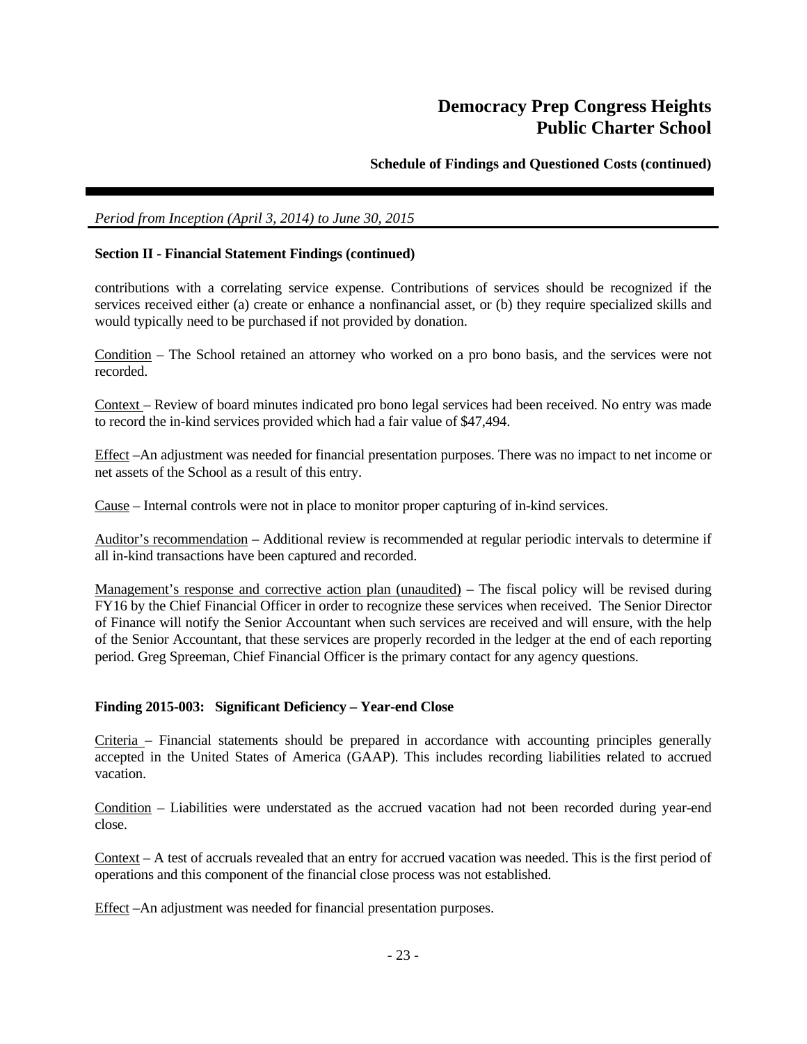*Period from Inception (April 3, 2014) to June 30, 2015*

**Section II - Financial Statement Findings (continued)**

contributions with a correlating service expense. Contributions of services should be recognized if the services received either (a) create or enhance a nonfinancial asset, or (b) they require specialized skills and would typically need to be purchased if not provided by donation.

Condition – The School retained an attorney who worked on a pro bono basis, and the services were not recorded.

Context – Review of board minutes indicated pro bono legal services had been received. No entry was made to record the in-kind services provided which had a fair value of $47,494.

Effect –An adjustment was needed for financial presentation purposes. There was no impact to net income or net assets of the School as a result of this entry.

Cause – Internal controls were not in place to monitor proper capturing of in-kind services.

Auditor's recommendation – Additional review is recommended at regular periodic intervals to determine if all in-kind transactions have been captured and recorded.

Management's response and corrective action plan (unaudited) – The fiscal policy will be revised during FY16 by the Chief Financial Officer in order to recognize these services when received. The Senior Director of Finance will notify the Senior Accountant when such services are received and will ensure, with the help of the Senior Accountant, that these services are properly recorded in the ledger at the end of each reporting period. Greg Spreeman, Chief Financial Officer is the primary contact for any agency questions.

**Finding 2015-003: Significant Deficiency – Year-end Close**

Criteria – Financial statements should be prepared in accordance with accounting principles generally accepted in the United States of America (GAAP). This includes recording liabilities related to accrued vacation.

Condition – Liabilities were understated as the accrued vacation had not been recorded during year-end close.

Context – A test of accruals revealed that an entry for accrued vacation was needed. This is the first period of operations and this component of the financial close process was not established.

Effect –An adjustment was needed for financial presentation purposes.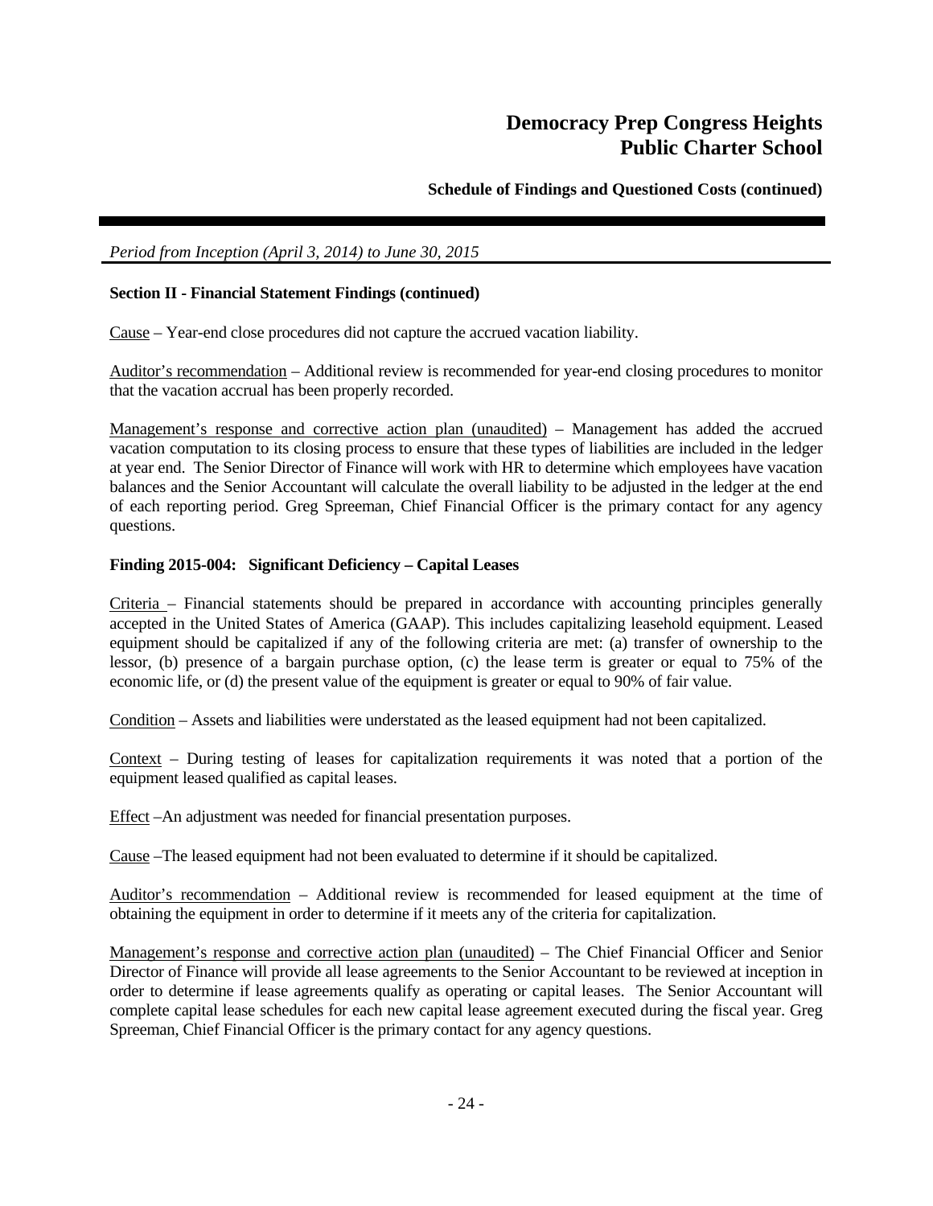*Period from Inception (April 3, 2014) to June 30, 2015*

**Section II - Financial Statement Findings (continued)**

Cause – Year-end close procedures did not capture the accrued vacation liability.

Auditor's recommendation – Additional review is recommended for year-end closing procedures to monitor that the vacation accrual has been properly recorded.

Management's response and corrective action plan (unaudited) – Management has added the accrued vacation computation to its closing process to ensure that these types of liabilities are included in the ledger at year end. The Senior Director of Finance will work with HR to determine which employees have vacation balances and the Senior Accountant will calculate the overall liability to be adjusted in the ledger at the end of each reporting period. Greg Spreeman, Chief Financial Officer is the primary contact for any agency questions.

**Finding 2015-004: Significant Deficiency – Capital Leases**

Criteria – Financial statements should be prepared in accordance with accounting principles generally accepted in the United States of America (GAAP). This includes capitalizing leasehold equipment. Leased equipment should be capitalized if any of the following criteria are met: (a) transfer of ownership to the lessor, (b) presence of a bargain purchase option, (c) the lease term is greater or equal to 75% of the economic life, or (d) the present value of the equipment is greater or equal to 90% of fair value.

Condition – Assets and liabilities were understated as the leased equipment had not been capitalized.

Context – During testing of leases for capitalization requirements it was noted that a portion of the equipment leased qualified as capital leases.

Effect –An adjustment was needed for financial presentation purposes.

Cause –The leased equipment had not been evaluated to determine if it should be capitalized.

Auditor's recommendation – Additional review is recommended for leased equipment at the time of obtaining the equipment in order to determine if it meets any of the criteria for capitalization.

Management's response and corrective action plan (unaudited) – The Chief Financial Officer and Senior Director of Finance will provide all lease agreements to the Senior Accountant to be reviewed at inception in order to determine if lease agreements qualify as operating or capital leases. The Senior Accountant will complete capital lease schedules for each new capital lease agreement executed during the fiscal year. Greg Spreeman, Chief Financial Officer is the primary contact for any agency questions.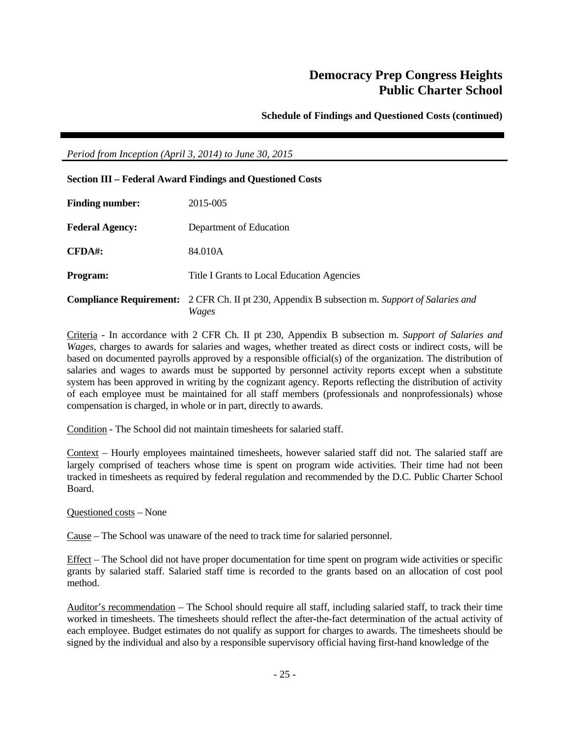*Period from Inception (April 3, 2014) to June 30, 2015*

**Section III – Federal Award Findings and Questioned Costs**

**Finding number:** 2015-005

**Federal Agency:** Department of Education

**CFDA#:** 84.010A

**Program:** Title I Grants to Local Education Agencies

**Compliance Requirement:** 2 CFR Ch. II pt 230, Appendix B subsection m. *Support of Salaries and Wages*

Criteria - In accordance with 2 CFR Ch. II pt 230, Appendix B subsection m. *Support of Salaries and Wages*, charges to awards for salaries and wages, whether treated as direct costs or indirect costs, will be based on documented payrolls approved by a responsible official(s) of the organization. The distribution of salaries and wages to awards must be supported by personnel activity reports except when a substitute system has been approved in writing by the cognizant agency. Reports reflecting the distribution of activity of each employee must be maintained for all staff members (professionals and nonprofessionals) whose compensation is charged, in whole or in part, directly to awards.

Condition - The School did not maintain timesheets for salaried staff.

Context – Hourly employees maintained timesheets, however salaried staff did not. The salaried staff are largely comprised of teachers whose time is spent on program wide activities. Their time had not been tracked in timesheets as required by federal regulation and recommended by the D.C. Public Charter School Board.

Questioned costs – None

Cause – The School was unaware of the need to track time for salaried personnel.

Effect – The School did not have proper documentation for time spent on program wide activities or specific grants by salaried staff. Salaried staff time is recorded to the grants based on an allocation of cost pool method.

Auditor's recommendation – The School should require all staff, including salaried staff, to track their time worked in timesheets. The timesheets should reflect the after-the-fact determination of the actual activity of each employee. Budget estimates do not qualify as support for charges to awards. The timesheets should be signed by the individual and also by a responsible supervisory official having first-hand knowledge of the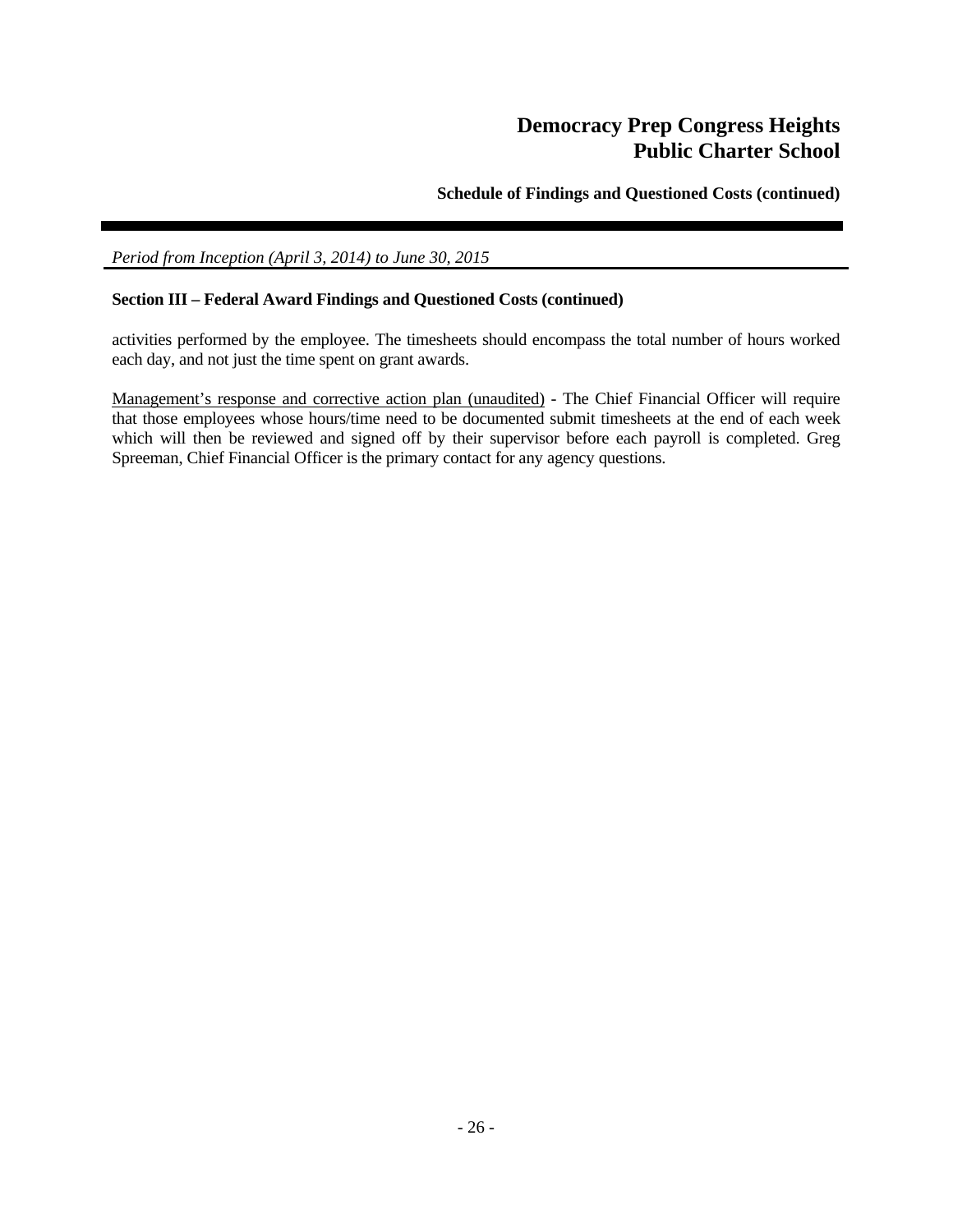*Period from Inception (April 3, 2014) to June 30, 2015*

**Section III – Federal Award Findings and Questioned Costs (continued)**

activities performed by the employee. The timesheets should encompass the total number of hours worked each day, and not just the time spent on grant awards.

Management's response and corrective action plan (unaudited) - The Chief Financial Officer will require that those employees whose hours/time need to be documented submit timesheets at the end of each week which will then be reviewed and signed off by their supervisor before each payroll is completed. Greg Spreeman, Chief Financial Officer is the primary contact for any agency questions.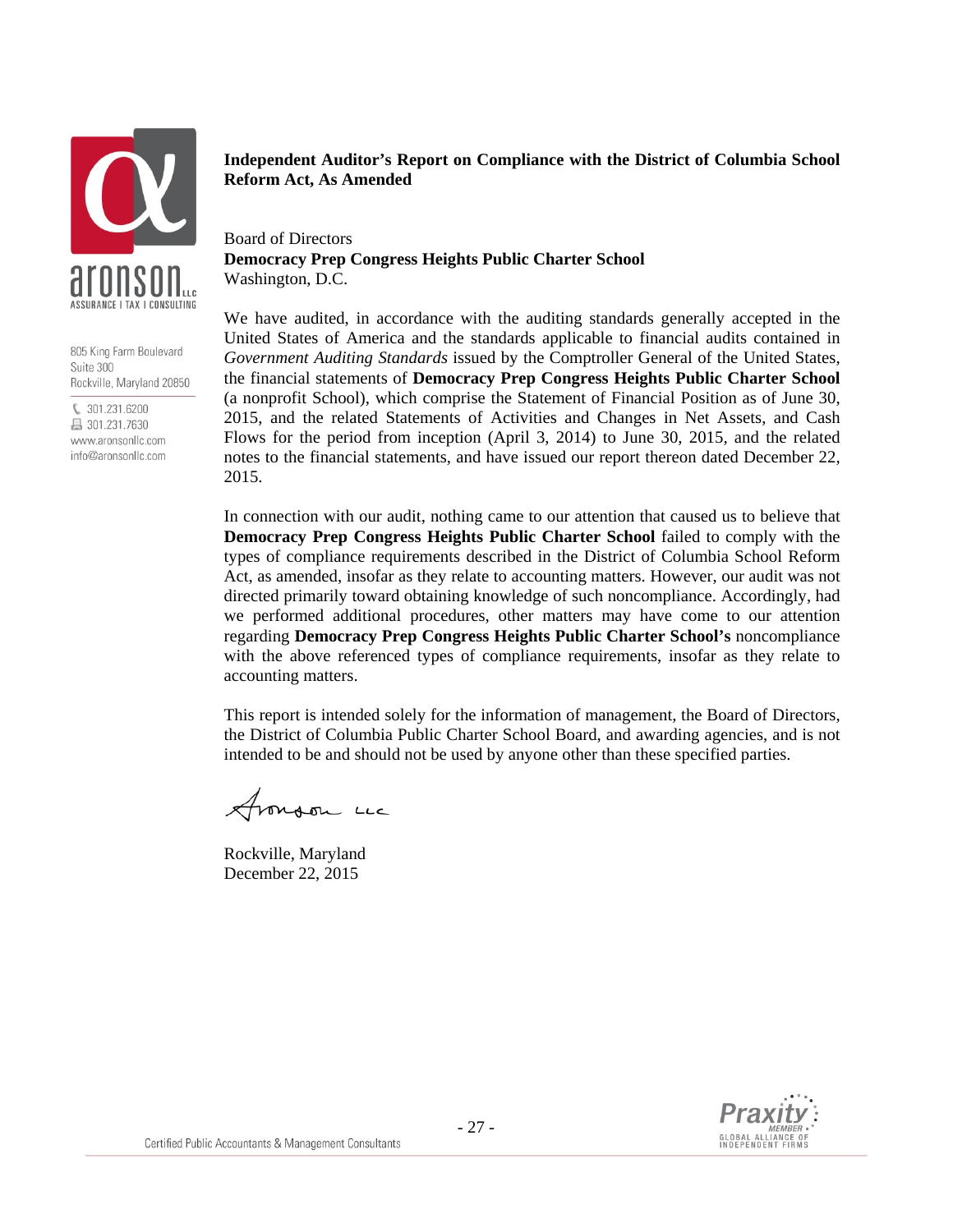aronson LLC
ASSURANCE | TAX | CONSULTING

805 King Farm Boulevard
Suite 300
Rockville, Maryland 20850

301.231.6200
301.231.7630
www.aronsonllc.com
info@aronsonllc.com

**Independent Auditor's Report on Compliance with the District of Columbia School Reform Act, As Amended**

Board of Directors
**Democracy Prep Congress Heights Public Charter School**
Washington, D.C.

We have audited, in accordance with the auditing standards generally accepted in the United States of America and the standards applicable to financial audits contained in *Government Auditing Standards* issued by the Comptroller General of the United States, the financial statements of **Democracy Prep Congress Heights Public Charter School** (a nonprofit School), which comprise the Statement of Financial Position as of June 30, 2015, and the related Statements of Activities and Changes in Net Assets, and Cash Flows for the period from inception (April 3, 2014) to June 30, 2015, and the related notes to the financial statements, and have issued our report thereon dated December 22, 2015.

In connection with our audit, nothing came to our attention that caused us to believe that **Democracy Prep Congress Heights Public Charter School** failed to comply with the types of compliance requirements described in the District of Columbia School Reform Act, as amended, insofar as they relate to accounting matters. However, our audit was not directed primarily toward obtaining knowledge of such noncompliance. Accordingly, had we performed additional procedures, other matters may have come to our attention regarding **Democracy Prep Congress Heights Public Charter School's** noncompliance with the above referenced types of compliance requirements, insofar as they relate to accounting matters.

This report is intended solely for the information of management, the Board of Directors, the District of Columbia Public Charter School Board, and awarding agencies, and is not intended to be and should not be used by anyone other than these specified parties.

Aronson LLC

Rockville, Maryland
December 22, 2015

Certified Public Accountants & Management Consultants

Praxity MEMBER
GLOBAL ALLIANCE OF INDEPENDENT FIRMS